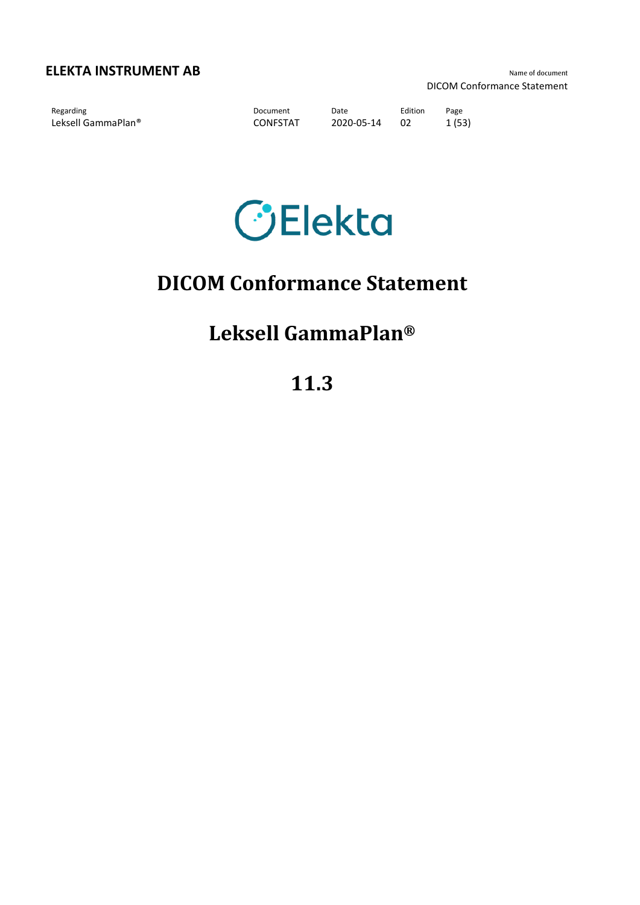# DICOM Conformance Statement

## Leksell GammaPlan®

## 11.3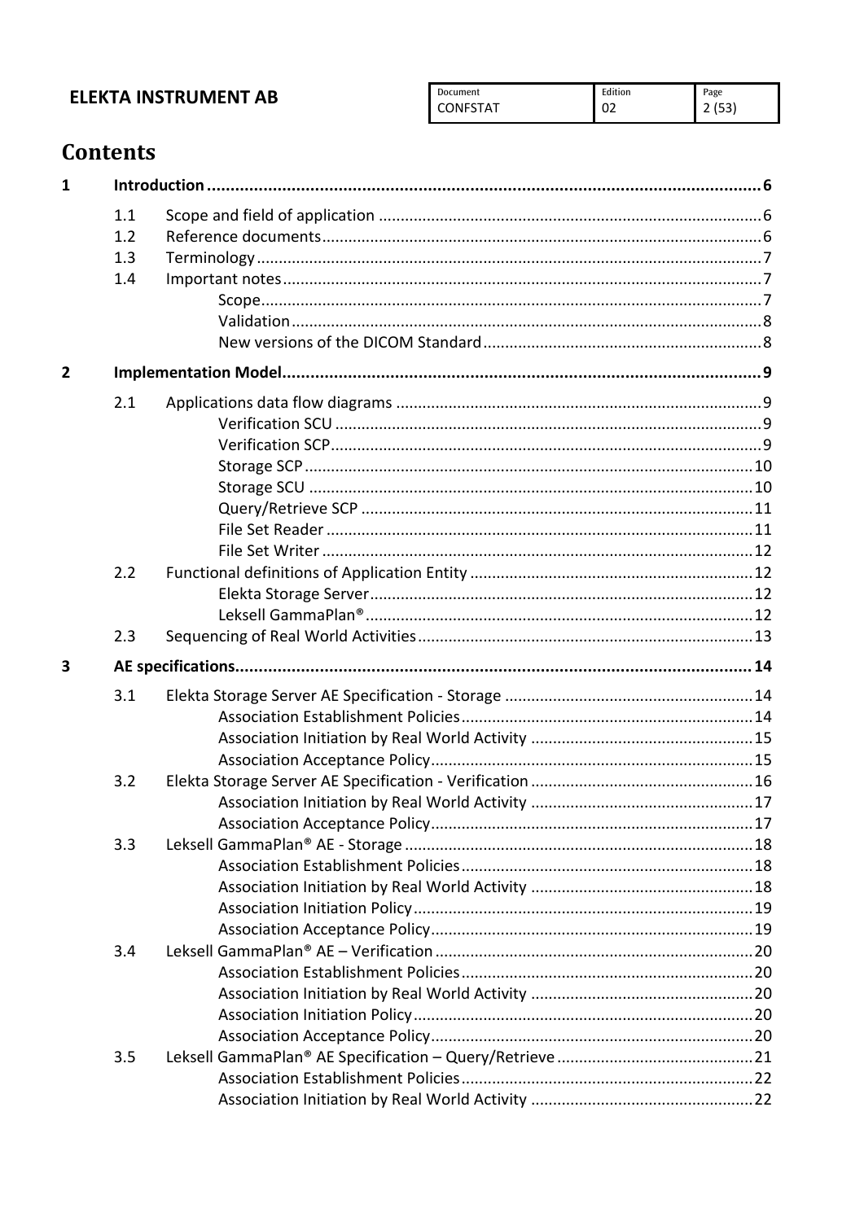# Contents

**1 Introduction ..... 6**

- 1.1 Scope and field of application ..... 6
- 1.2 Reference documents ..... 6
- 1.3 Terminology ..... 7
- 1.4 Important notes ..... 7
  - Scope ..... 7
  - Validation ..... 8
  - New versions of the DICOM Standard ..... 8

**2 Implementation Model ..... 9**

- 2.1 Applications data flow diagrams ..... 9
  - Verification SCU ..... 9
  - Verification SCP ..... 9
  - Storage SCP ..... 10
  - Storage SCU ..... 10
  - Query/Retrieve SCP ..... 11
  - File Set Reader ..... 11
  - File Set Writer ..... 12
- 2.2 Functional definitions of Application Entity ..... 12
  - Elekta Storage Server ..... 12
  - Leksell GammaPlan® ..... 12
- 2.3 Sequencing of Real World Activities ..... 13

**3 AE specifications ..... 14**

- 3.1 Elekta Storage Server AE Specification - Storage ..... 14
  - Association Establishment Policies ..... 14
  - Association Initiation by Real World Activity ..... 15
  - Association Acceptance Policy ..... 15
- 3.2 Elekta Storage Server AE Specification - Verification ..... 16
  - Association Initiation by Real World Activity ..... 17
  - Association Acceptance Policy ..... 17
- 3.3 Leksell GammaPlan® AE - Storage ..... 18
  - Association Establishment Policies ..... 18
  - Association Initiation by Real World Activity ..... 18
  - Association Initiation Policy ..... 19
  - Association Acceptance Policy ..... 19
- 3.4 Leksell GammaPlan® AE – Verification ..... 20
  - Association Establishment Policies ..... 20
  - Association Initiation by Real World Activity ..... 20
  - Association Initiation Policy ..... 20
  - Association Acceptance Policy ..... 20
- 3.5 Leksell GammaPlan® AE Specification – Query/Retrieve ..... 21
  - Association Establishment Policies ..... 22
  - Association Initiation by Real World Activity ..... 22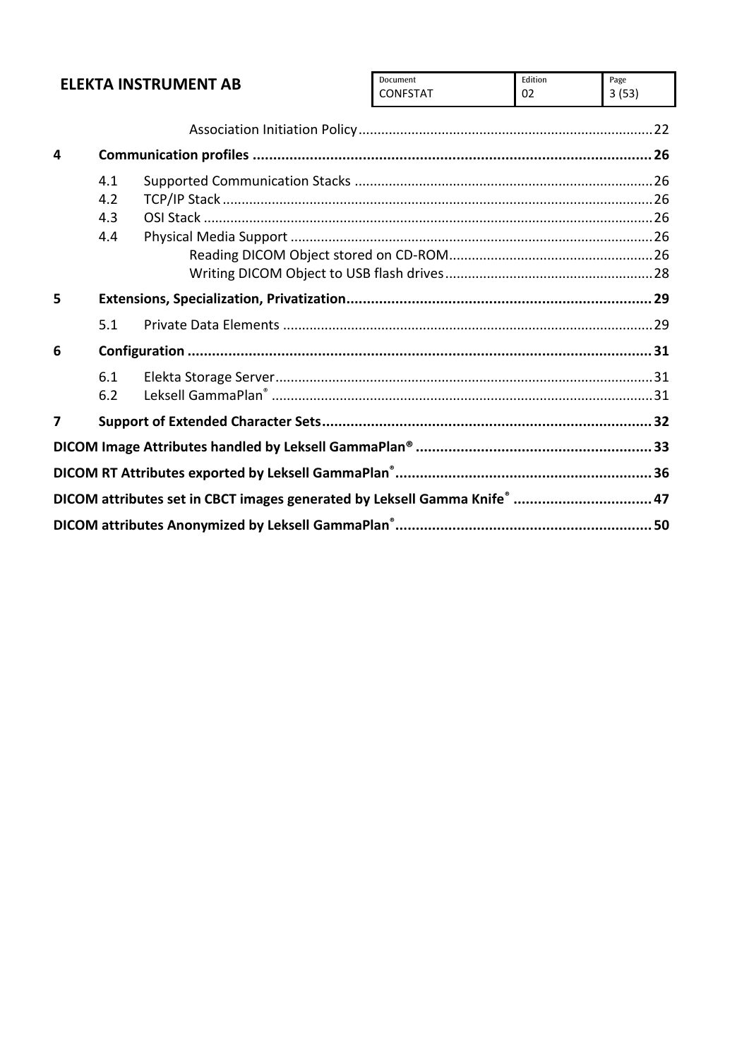Association Initiation Policy ........ 22

**4 Communication profiles ........ 26**

- 4.1 Supported Communication Stacks ........ 26
- 4.2 TCP/IP Stack ........ 26
- 4.3 OSI Stack ........ 26
- 4.4 Physical Media Support ........ 26
  - Reading DICOM Object stored on CD-ROM ........ 26
  - Writing DICOM Object to USB flash drives ........ 28

**5 Extensions, Specialization, Privatization ........ 29**

- 5.1 Private Data Elements ........ 29

**6 Configuration ........ 31**

- 6.1 Elekta Storage Server ........ 31
- 6.2 Leksell GammaPlan® ........ 31

**7 Support of Extended Character Sets ........ 32**

**DICOM Image Attributes handled by Leksell GammaPlan® ........ 33**

**DICOM RT Attributes exported by Leksell GammaPlan® ........ 36**

**DICOM attributes set in CBCT images generated by Leksell Gamma Knife® ........ 47**

**DICOM attributes Anonymized by Leksell GammaPlan® ........ 50**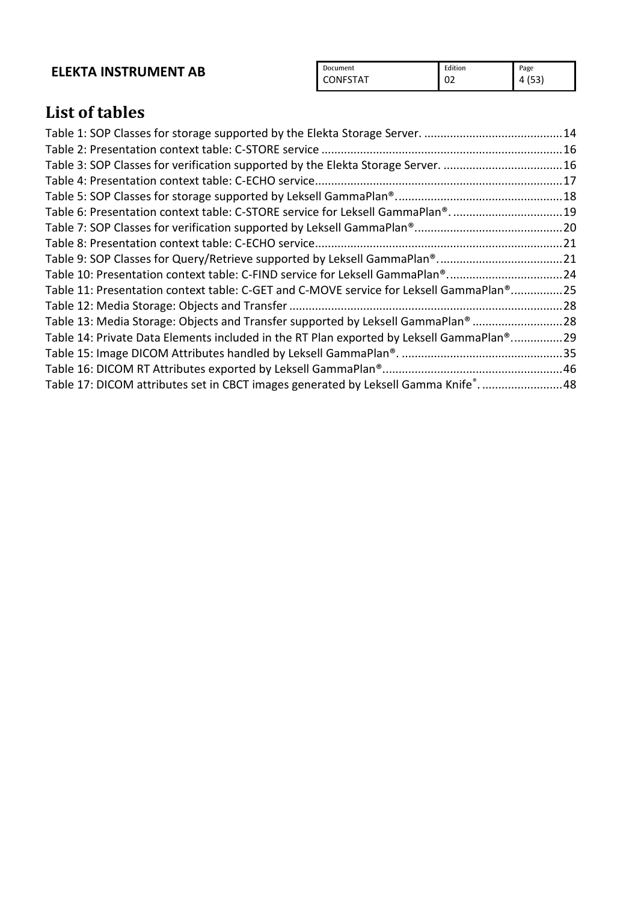# List of tables

Table 1: SOP Classes for storage supported by the Elekta Storage Server. ..........................................14
Table 2: Presentation context table: C-STORE service ..........................................................................16
Table 3: SOP Classes for verification supported by the Elekta Storage Server. .....................................16
Table 4: Presentation context table: C-ECHO service............................................................................17
Table 5: SOP Classes for storage supported by Leksell GammaPlan®....................................................18
Table 6: Presentation context table: C-STORE service for Leksell GammaPlan®. ..................................19
Table 7: SOP Classes for verification supported by Leksell GammaPlan®.............................................20
Table 8: Presentation context table: C-ECHO service............................................................................21
Table 9: SOP Classes for Query/Retrieve supported by Leksell GammaPlan®.......................................21
Table 10: Presentation context table: C-FIND service for Leksell GammaPlan®....................................24
Table 11: Presentation context table: C-GET and C-MOVE service for Leksell GammaPlan®................25
Table 12: Media Storage: Objects and Transfer ....................................................................................28
Table 13: Media Storage: Objects and Transfer supported by Leksell GammaPlan® ............................28
Table 14: Private Data Elements included in the RT Plan exported by Leksell GammaPlan®................29
Table 15: Image DICOM Attributes handled by Leksell GammaPlan®. ..................................................35
Table 16: DICOM RT Attributes exported by Leksell GammaPlan®.......................................................46
Table 17: DICOM attributes set in CBCT images generated by Leksell Gamma Knife®. .........................48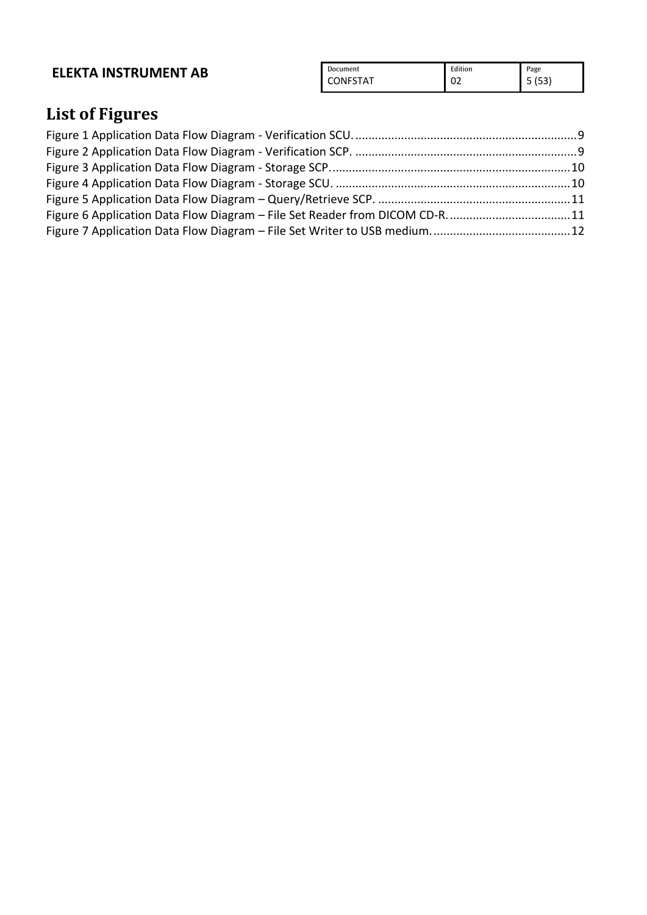# List of Figures

Figure 1 Application Data Flow Diagram - Verification SCU. ....................................................................9
Figure 2 Application Data Flow Diagram - Verification SCP. ....................................................................9
Figure 3 Application Data Flow Diagram - Storage SCP. .........................................................................10
Figure 4 Application Data Flow Diagram - Storage SCU. ........................................................................10
Figure 5 Application Data Flow Diagram – Query/Retrieve SCP. ...........................................................11
Figure 6 Application Data Flow Diagram – File Set Reader from DICOM CD-R. .....................................11
Figure 7 Application Data Flow Diagram – File Set Writer to USB medium. ..........................................12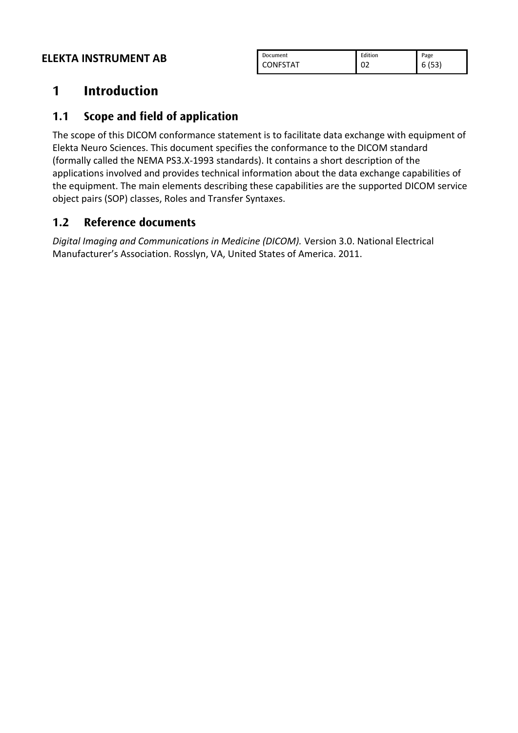# 1 Introduction

## 1.1 Scope and field of application

The scope of this DICOM conformance statement is to facilitate data exchange with equipment of Elekta Neuro Sciences. This document specifies the conformance to the DICOM standard (formally called the NEMA PS3.X-1993 standards). It contains a short description of the applications involved and provides technical information about the data exchange capabilities of the equipment. The main elements describing these capabilities are the supported DICOM service object pairs (SOP) classes, Roles and Transfer Syntaxes.

## 1.2 Reference documents

*Digital Imaging and Communications in Medicine (DICOM).* Version 3.0. National Electrical Manufacturer's Association. Rosslyn, VA, United States of America. 2011.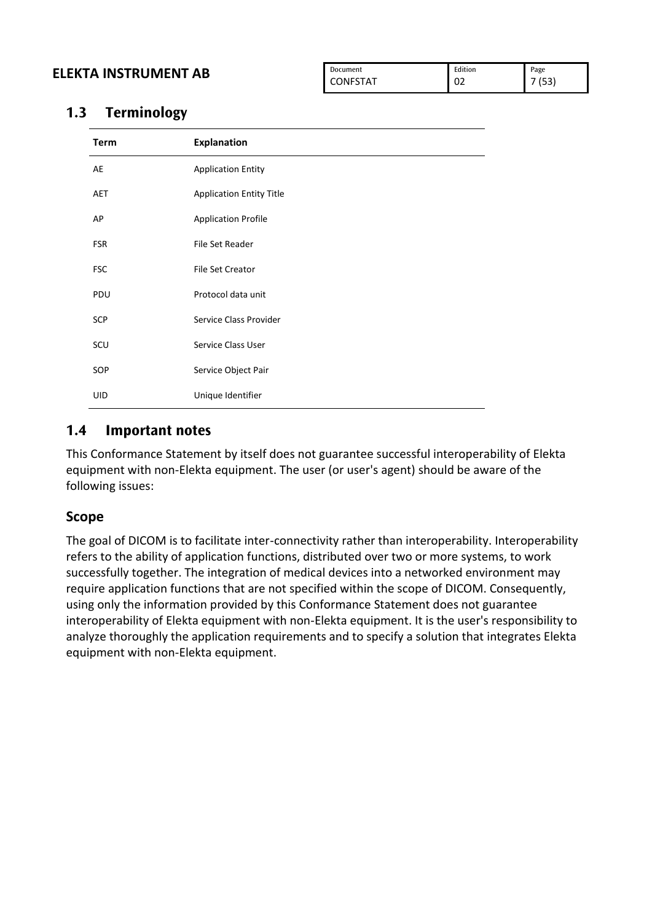## 1.3 Terminology

| Term | Explanation |
|---|---|
| AE | Application Entity |
| AET | Application Entity Title |
| AP | Application Profile |
| FSR | File Set Reader |
| FSC | File Set Creator |
| PDU | Protocol data unit |
| SCP | Service Class Provider |
| SCU | Service Class User |
| SOP | Service Object Pair |
| UID | Unique Identifier |

## 1.4 Important notes

This Conformance Statement by itself does not guarantee successful interoperability of Elekta equipment with non-Elekta equipment. The user (or user's agent) should be aware of the following issues:

### Scope

The goal of DICOM is to facilitate inter-connectivity rather than interoperability. Interoperability refers to the ability of application functions, distributed over two or more systems, to work successfully together. The integration of medical devices into a networked environment may require application functions that are not specified within the scope of DICOM. Consequently, using only the information provided by this Conformance Statement does not guarantee interoperability of Elekta equipment with non-Elekta equipment. It is the user's responsibility to analyze thoroughly the application requirements and to specify a solution that integrates Elekta equipment with non-Elekta equipment.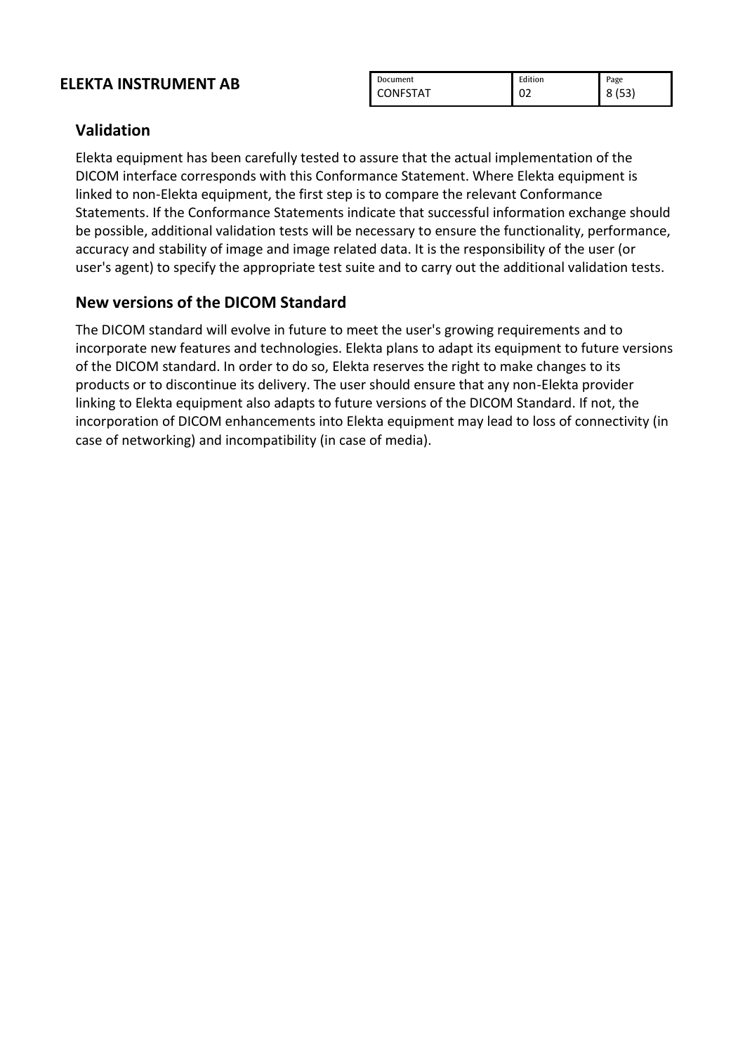## Validation

Elekta equipment has been carefully tested to assure that the actual implementation of the DICOM interface corresponds with this Conformance Statement. Where Elekta equipment is linked to non-Elekta equipment, the first step is to compare the relevant Conformance Statements. If the Conformance Statements indicate that successful information exchange should be possible, additional validation tests will be necessary to ensure the functionality, performance, accuracy and stability of image and image related data. It is the responsibility of the user (or user's agent) to specify the appropriate test suite and to carry out the additional validation tests.

## New versions of the DICOM Standard

The DICOM standard will evolve in future to meet the user's growing requirements and to incorporate new features and technologies. Elekta plans to adapt its equipment to future versions of the DICOM standard. In order to do so, Elekta reserves the right to make changes to its products or to discontinue its delivery. The user should ensure that any non-Elekta provider linking to Elekta equipment also adapts to future versions of the DICOM Standard. If not, the incorporation of DICOM enhancements into Elekta equipment may lead to loss of connectivity (in case of networking) and incompatibility (in case of media).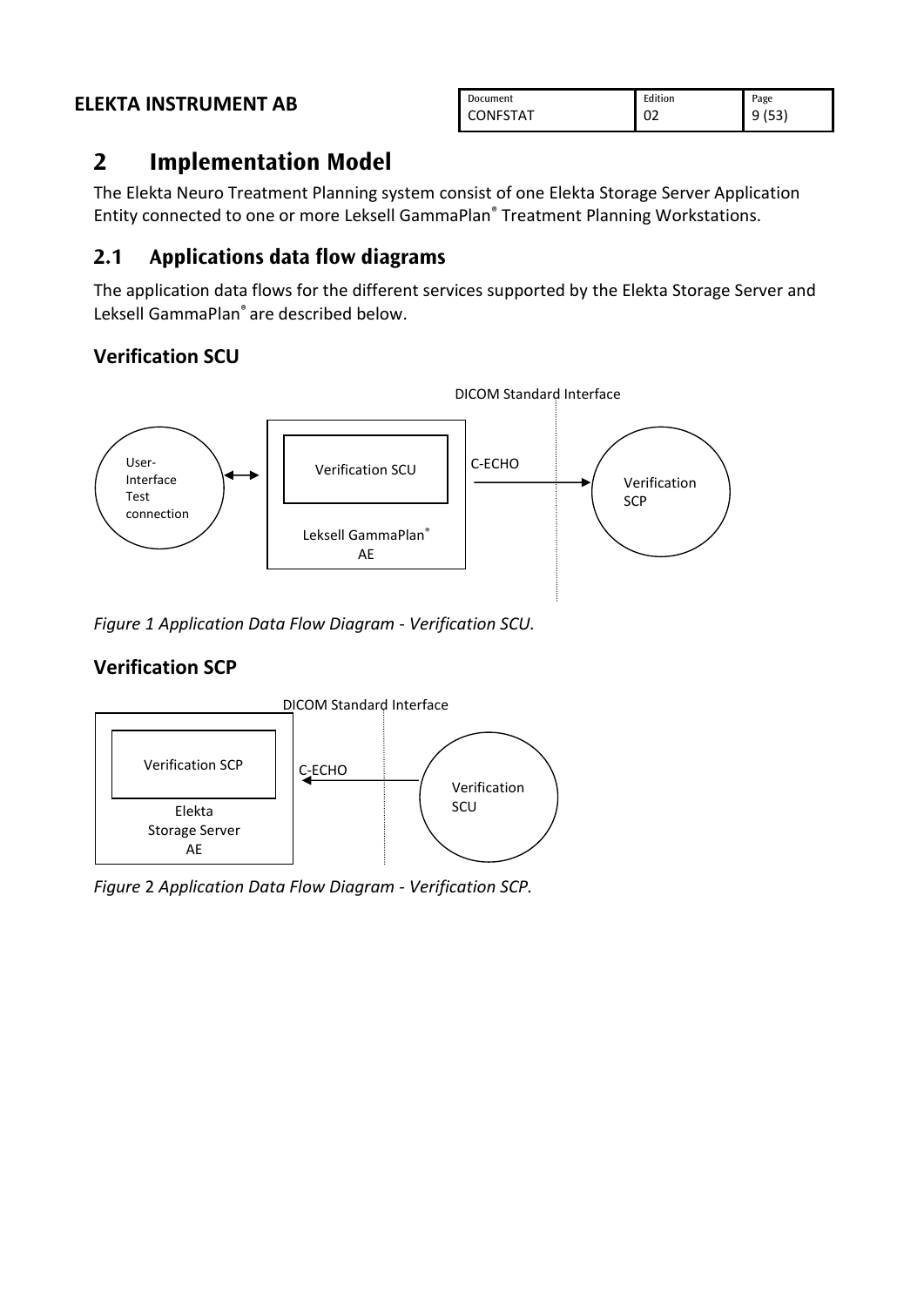# 2 Implementation Model

The Elekta Neuro Treatment Planning system consist of one Elekta Storage Server Application Entity connected to one or more Leksell GammaPlan® Treatment Planning Workstations.

## 2.1 Applications data flow diagrams

The application data flows for the different services supported by the Elekta Storage Server and Leksell GammaPlan® are described below.

### Verification SCU

DICOM Standard Interface

User-Interface Test connection ↔ Verification SCU (Leksell GammaPlan® AE) — C-ECHO → Verification SCP

*Figure 1 Application Data Flow Diagram - Verification SCU.*

### Verification SCP

DICOM Standard Interface

Verification SCP (Elekta Storage Server AE) ← C-ECHO — Verification SCU

*Figure* 2 *Application Data Flow Diagram - Verification SCP.*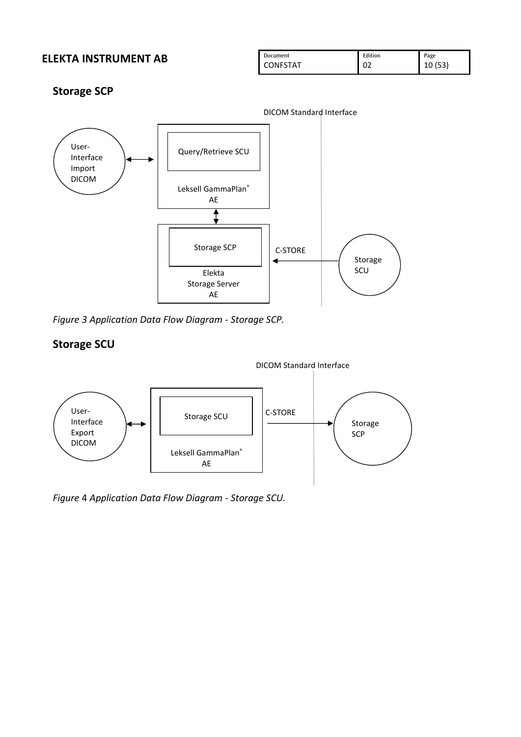## Storage SCP

Figure 3 Application Data Flow Diagram - Storage SCP.

## Storage SCU

Figure 4 Application Data Flow Diagram - Storage SCU.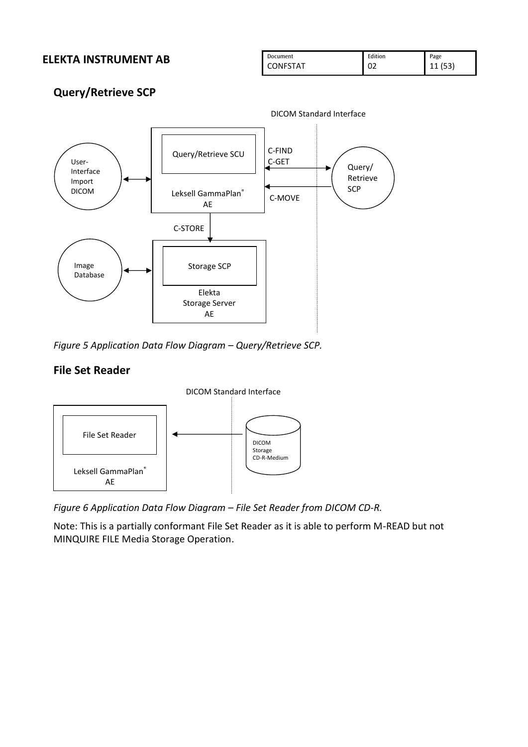## Query/Retrieve SCP

*Figure 5 Application Data Flow Diagram – Query/Retrieve SCP.*

## File Set Reader

*Figure 6 Application Data Flow Diagram – File Set Reader from DICOM CD-R.*

Note: This is a partially conformant File Set Reader as it is able to perform M-READ but not MINQUIRE FILE Media Storage Operation.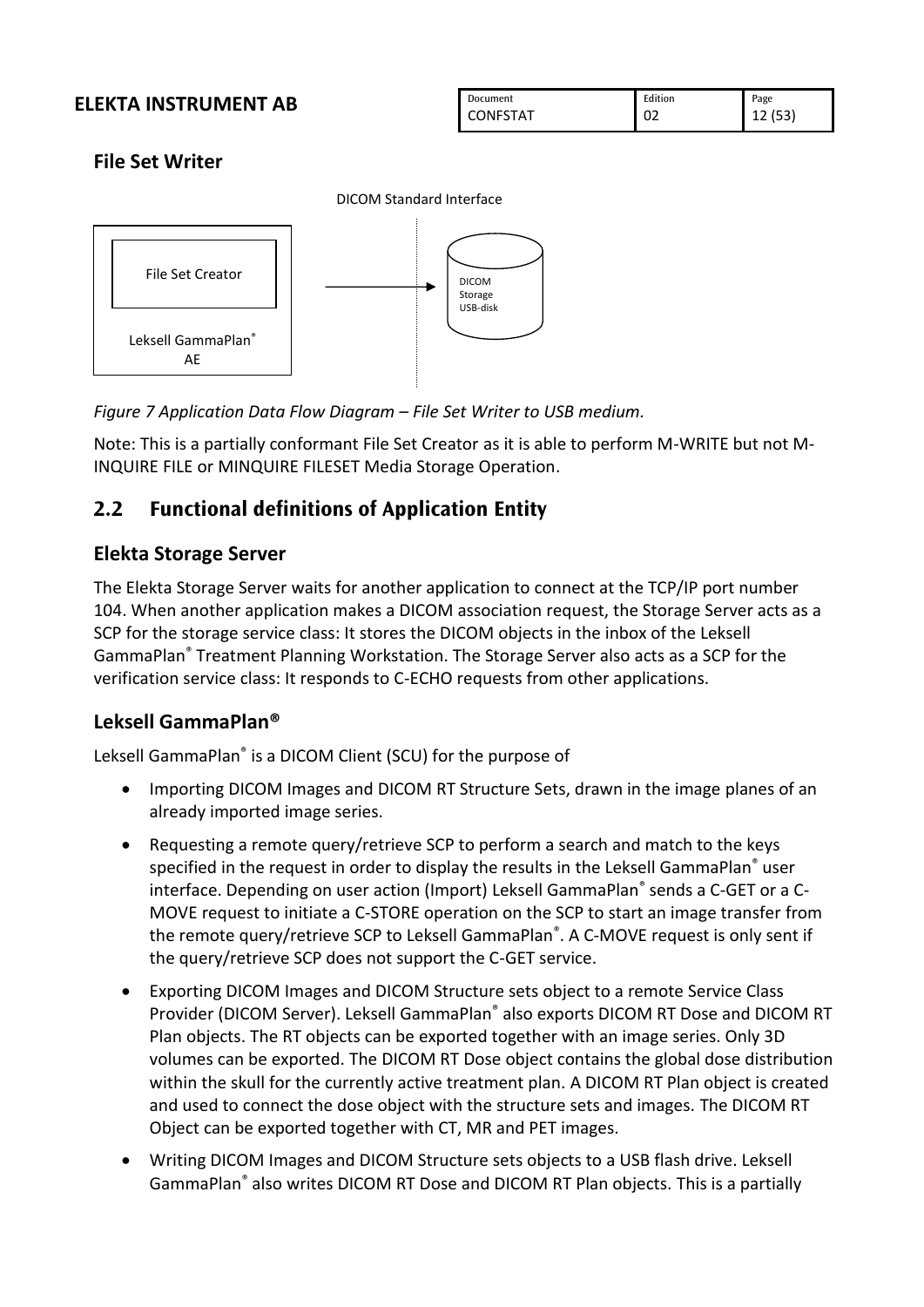### File Set Writer

DICOM Standard Interface

File Set Creator

Leksell GammaPlan® AE

DICOM Storage USB-disk

*Figure 7 Application Data Flow Diagram – File Set Writer to USB medium.*

Note: This is a partially conformant File Set Creator as it is able to perform M-WRITE but not M-INQUIRE FILE or MINQUIRE FILESET Media Storage Operation.

## 2.2 Functional definitions of Application Entity

### Elekta Storage Server

The Elekta Storage Server waits for another application to connect at the TCP/IP port number 104. When another application makes a DICOM association request, the Storage Server acts as a SCP for the storage service class: It stores the DICOM objects in the inbox of the Leksell GammaPlan® Treatment Planning Workstation. The Storage Server also acts as a SCP for the verification service class: It responds to C-ECHO requests from other applications.

### Leksell GammaPlan®

Leksell GammaPlan® is a DICOM Client (SCU) for the purpose of

- Importing DICOM Images and DICOM RT Structure Sets, drawn in the image planes of an already imported image series.
- Requesting a remote query/retrieve SCP to perform a search and match to the keys specified in the request in order to display the results in the Leksell GammaPlan® user interface. Depending on user action (Import) Leksell GammaPlan® sends a C-GET or a C-MOVE request to initiate a C-STORE operation on the SCP to start an image transfer from the remote query/retrieve SCP to Leksell GammaPlan®. A C-MOVE request is only sent if the query/retrieve SCP does not support the C-GET service.
- Exporting DICOM Images and DICOM Structure sets object to a remote Service Class Provider (DICOM Server). Leksell GammaPlan® also exports DICOM RT Dose and DICOM RT Plan objects. The RT objects can be exported together with an image series. Only 3D volumes can be exported. The DICOM RT Dose object contains the global dose distribution within the skull for the currently active treatment plan. A DICOM RT Plan object is created and used to connect the dose object with the structure sets and images. The DICOM RT Object can be exported together with CT, MR and PET images.
- Writing DICOM Images and DICOM Structure sets objects to a USB flash drive. Leksell GammaPlan® also writes DICOM RT Dose and DICOM RT Plan objects. This is a partially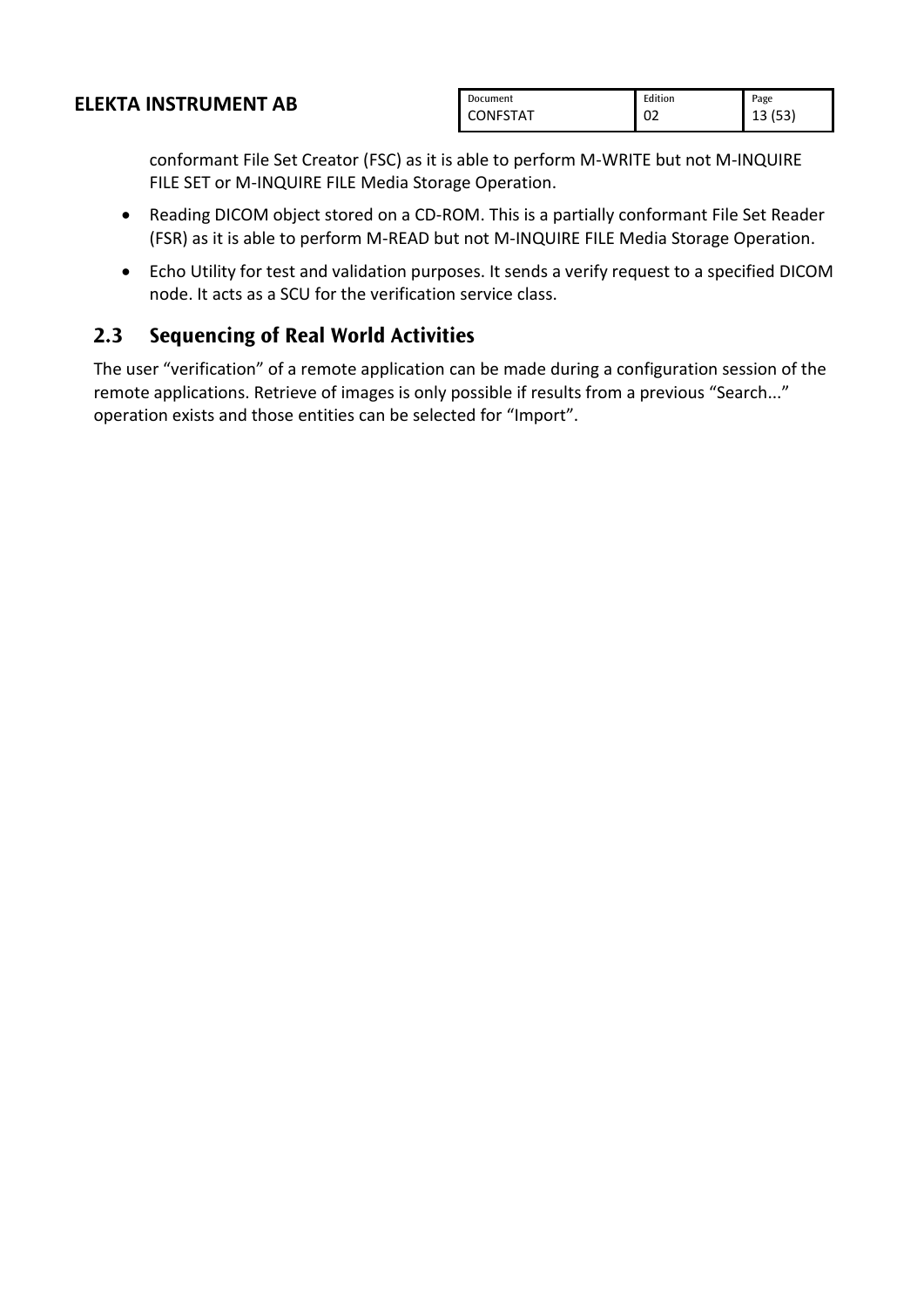conformant File Set Creator (FSC) as it is able to perform M-WRITE but not M-INQUIRE FILE SET or M-INQUIRE FILE Media Storage Operation.

- Reading DICOM object stored on a CD-ROM. This is a partially conformant File Set Reader (FSR) as it is able to perform M-READ but not M-INQUIRE FILE Media Storage Operation.
- Echo Utility for test and validation purposes. It sends a verify request to a specified DICOM node. It acts as a SCU for the verification service class.

## 2.3 Sequencing of Real World Activities

The user "verification" of a remote application can be made during a configuration session of the remote applications. Retrieve of images is only possible if results from a previous "Search..." operation exists and those entities can be selected for "Import".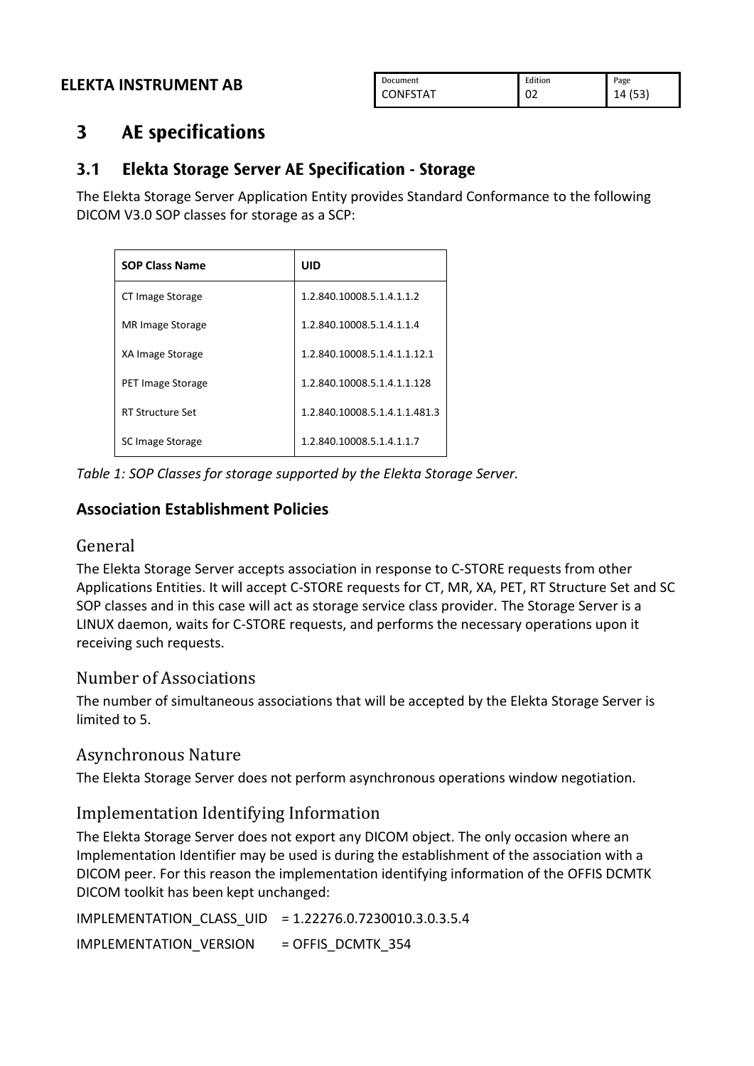# 3 AE specifications

## 3.1 Elekta Storage Server AE Specification - Storage

The Elekta Storage Server Application Entity provides Standard Conformance to the following DICOM V3.0 SOP classes for storage as a SCP:

| SOP Class Name | UID |
| --- | --- |
| CT Image Storage | 1.2.840.10008.5.1.4.1.1.2 |
| MR Image Storage | 1.2.840.10008.5.1.4.1.1.4 |
| XA Image Storage | 1.2.840.10008.5.1.4.1.1.12.1 |
| PET Image Storage | 1.2.840.10008.5.1.4.1.1.128 |
| RT Structure Set | 1.2.840.10008.5.1.4.1.1.481.3 |
| SC Image Storage | 1.2.840.10008.5.1.4.1.1.7 |

*Table 1: SOP Classes for storage supported by the Elekta Storage Server.*

### Association Establishment Policies

#### General

The Elekta Storage Server accepts association in response to C-STORE requests from other Applications Entities. It will accept C-STORE requests for CT, MR, XA, PET, RT Structure Set and SC SOP classes and in this case will act as storage service class provider. The Storage Server is a LINUX daemon, waits for C-STORE requests, and performs the necessary operations upon it receiving such requests.

#### Number of Associations

The number of simultaneous associations that will be accepted by the Elekta Storage Server is limited to 5.

#### Asynchronous Nature

The Elekta Storage Server does not perform asynchronous operations window negotiation.

#### Implementation Identifying Information

The Elekta Storage Server does not export any DICOM object. The only occasion where an Implementation Identifier may be used is during the establishment of the association with a DICOM peer. For this reason the implementation identifying information of the OFFIS DCMTK DICOM toolkit has been kept unchanged:

IMPLEMENTATION_CLASS_UID = 1.22276.0.7230010.3.0.3.5.4

IMPLEMENTATION_VERSION = OFFIS_DCMTK_354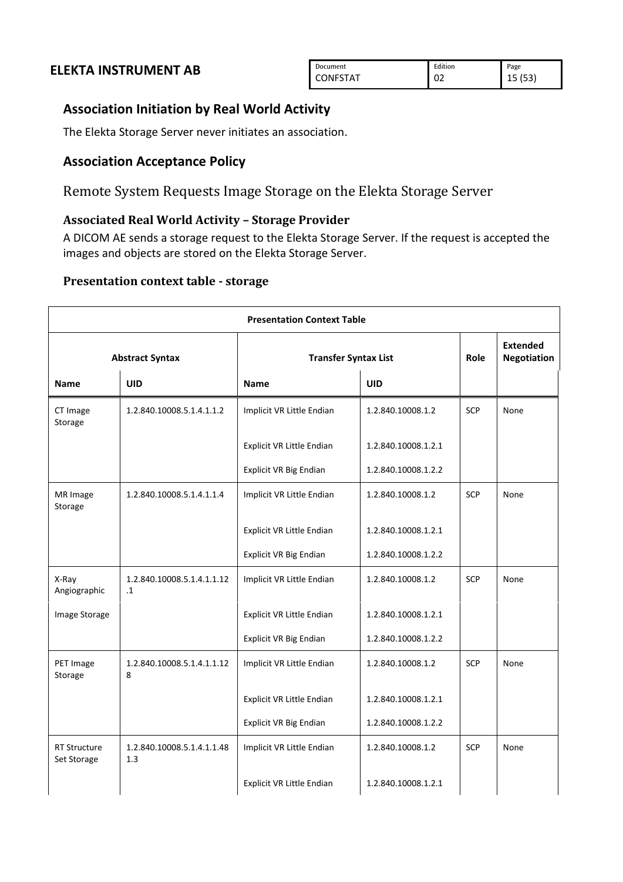## Association Initiation by Real World Activity

The Elekta Storage Server never initiates an association.

## Association Acceptance Policy

### Remote System Requests Image Storage on the Elekta Storage Server

#### Associated Real World Activity – Storage Provider

A DICOM AE sends a storage request to the Elekta Storage Server. If the request is accepted the images and objects are stored on the Elekta Storage Server.

#### Presentation context table - storage

| Presentation Context Table | | | | | |
|---|---|---|---|---|---|
| Abstract Syntax | | Transfer Syntax List | | Role | Extended Negotiation |
| Name | UID | Name | UID | | |
| CT Image Storage | 1.2.840.10008.5.1.4.1.1.2 | Implicit VR Little Endian | 1.2.840.10008.1.2 | SCP | None |
| | | Explicit VR Little Endian | 1.2.840.10008.1.2.1 | | |
| | | Explicit VR Big Endian | 1.2.840.10008.1.2.2 | | |
| MR Image Storage | 1.2.840.10008.5.1.4.1.1.4 | Implicit VR Little Endian | 1.2.840.10008.1.2 | SCP | None |
| | | Explicit VR Little Endian | 1.2.840.10008.1.2.1 | | |
| | | Explicit VR Big Endian | 1.2.840.10008.1.2.2 | | |
| X-Ray Angiographic Image Storage | 1.2.840.10008.5.1.4.1.1.12.1 | Implicit VR Little Endian | 1.2.840.10008.1.2 | SCP | None |
| | | Explicit VR Little Endian | 1.2.840.10008.1.2.1 | | |
| | | Explicit VR Big Endian | 1.2.840.10008.1.2.2 | | |
| PET Image Storage | 1.2.840.10008.5.1.4.1.1.128 | Implicit VR Little Endian | 1.2.840.10008.1.2 | SCP | None |
| | | Explicit VR Little Endian | 1.2.840.10008.1.2.1 | | |
| | | Explicit VR Big Endian | 1.2.840.10008.1.2.2 | | |
| RT Structure Set Storage | 1.2.840.10008.5.1.4.1.1.481.3 | Implicit VR Little Endian | 1.2.840.10008.1.2 | SCP | None |
| | | Explicit VR Little Endian | 1.2.840.10008.1.2.1 | | |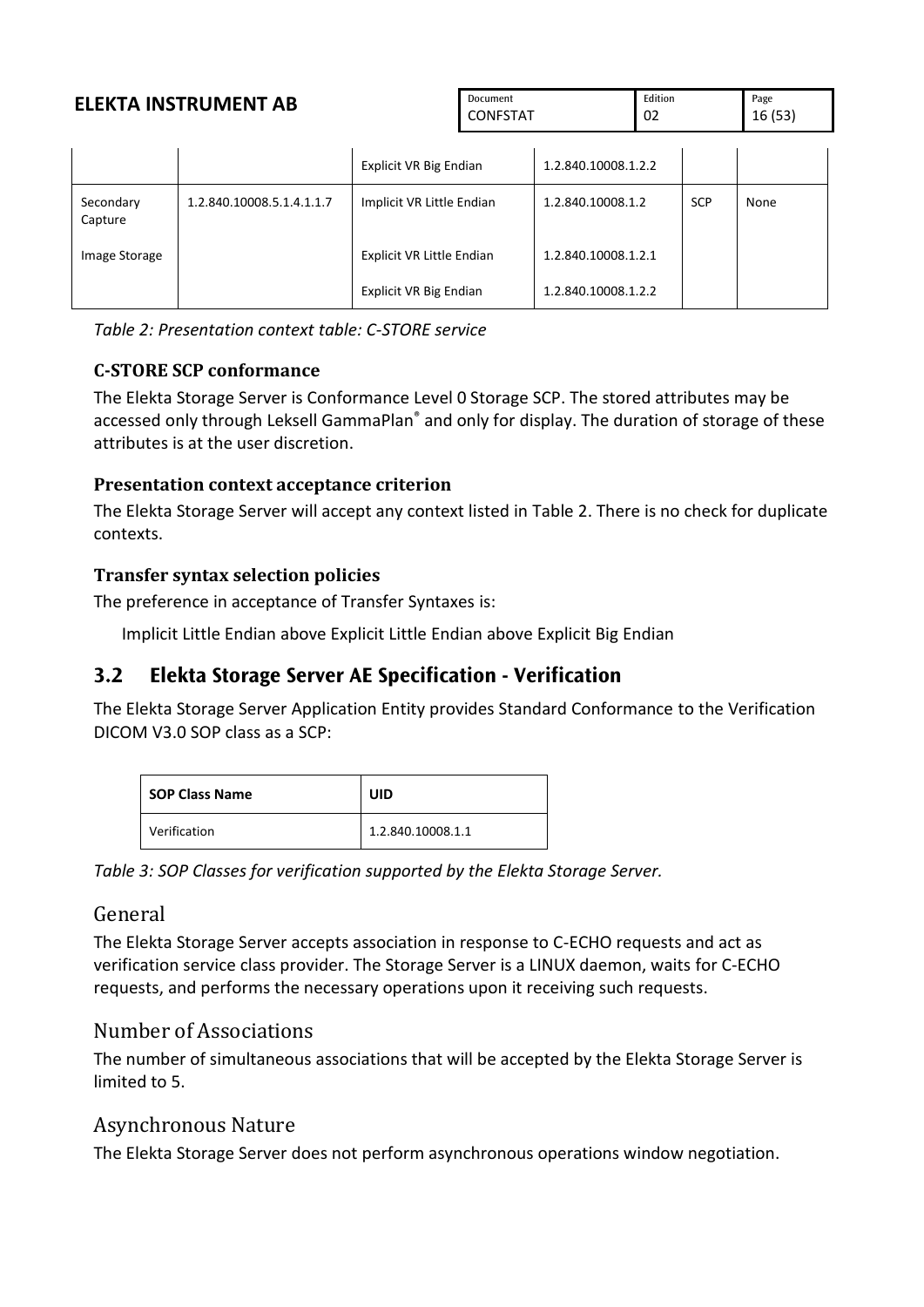| | | Explicit VR Big Endian | 1.2.840.10008.1.2.2 | | |
|---|---|---|---|---|---|
| Secondary Capture Image Storage | 1.2.840.10008.5.1.4.1.1.7 | Implicit VR Little Endian | 1.2.840.10008.1.2 | SCP | None |
| | | Explicit VR Little Endian | 1.2.840.10008.1.2.1 | | |
| | | Explicit VR Big Endian | 1.2.840.10008.1.2.2 | | |

*Table 2: Presentation context table: C-STORE service*

#### C-STORE SCP conformance

The Elekta Storage Server is Conformance Level 0 Storage SCP. The stored attributes may be accessed only through Leksell GammaPlan® and only for display. The duration of storage of these attributes is at the user discretion.

#### Presentation context acceptance criterion

The Elekta Storage Server will accept any context listed in Table 2. There is no check for duplicate contexts.

#### Transfer syntax selection policies

The preference in acceptance of Transfer Syntaxes is:

Implicit Little Endian above Explicit Little Endian above Explicit Big Endian

## 3.2 Elekta Storage Server AE Specification - Verification

The Elekta Storage Server Application Entity provides Standard Conformance to the Verification DICOM V3.0 SOP class as a SCP:

| SOP Class Name | UID |
|---|---|
| Verification | 1.2.840.10008.1.1 |

*Table 3: SOP Classes for verification supported by the Elekta Storage Server.*

### General

The Elekta Storage Server accepts association in response to C-ECHO requests and act as verification service class provider. The Storage Server is a LINUX daemon, waits for C-ECHO requests, and performs the necessary operations upon it receiving such requests.

### Number of Associations

The number of simultaneous associations that will be accepted by the Elekta Storage Server is limited to 5.

### Asynchronous Nature

The Elekta Storage Server does not perform asynchronous operations window negotiation.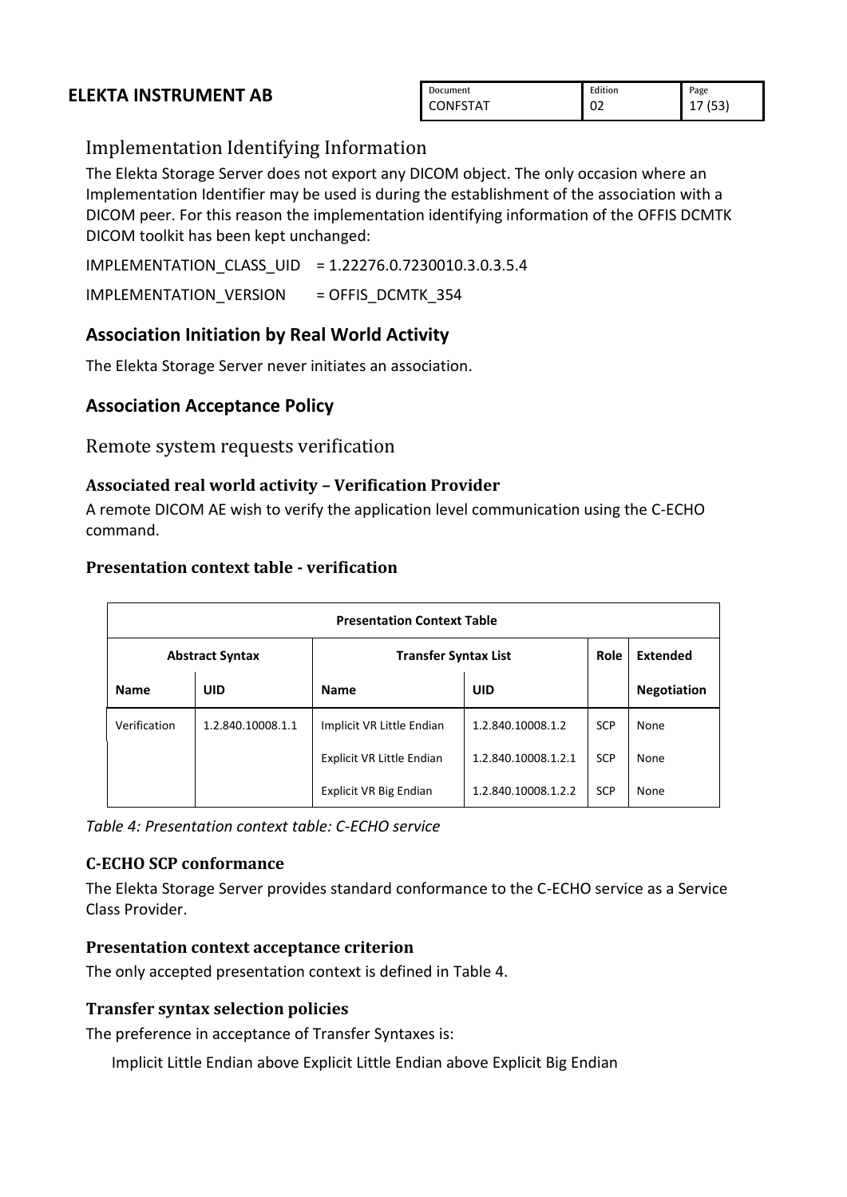## Implementation Identifying Information

The Elekta Storage Server does not export any DICOM object. The only occasion where an Implementation Identifier may be used is during the establishment of the association with a DICOM peer. For this reason the implementation identifying information of the OFFIS DCMTK DICOM toolkit has been kept unchanged:

IMPLEMENTATION_CLASS_UID = 1.22276.0.7230010.3.0.3.5.4

IMPLEMENTATION_VERSION = OFFIS_DCMTK_354

### Association Initiation by Real World Activity

The Elekta Storage Server never initiates an association.

### Association Acceptance Policy

## Remote system requests verification

#### Associated real world activity – Verification Provider

A remote DICOM AE wish to verify the application level communication using the C-ECHO command.

#### Presentation context table - verification

| Presentation Context Table | | | | | |
|---|---|---|---|---|---|
| Abstract Syntax | | Transfer Syntax List | | Role | Extended |
| Name | UID | Name | UID | | Negotiation |
| Verification | 1.2.840.10008.1.1 | Implicit VR Little Endian | 1.2.840.10008.1.2 | SCP | None |
| | | Explicit VR Little Endian | 1.2.840.10008.1.2.1 | SCP | None |
| | | Explicit VR Big Endian | 1.2.840.10008.1.2.2 | SCP | None |

*Table 4: Presentation context table: C-ECHO service*

#### C-ECHO SCP conformance

The Elekta Storage Server provides standard conformance to the C-ECHO service as a Service Class Provider.

#### Presentation context acceptance criterion

The only accepted presentation context is defined in Table 4.

#### Transfer syntax selection policies

The preference in acceptance of Transfer Syntaxes is:

Implicit Little Endian above Explicit Little Endian above Explicit Big Endian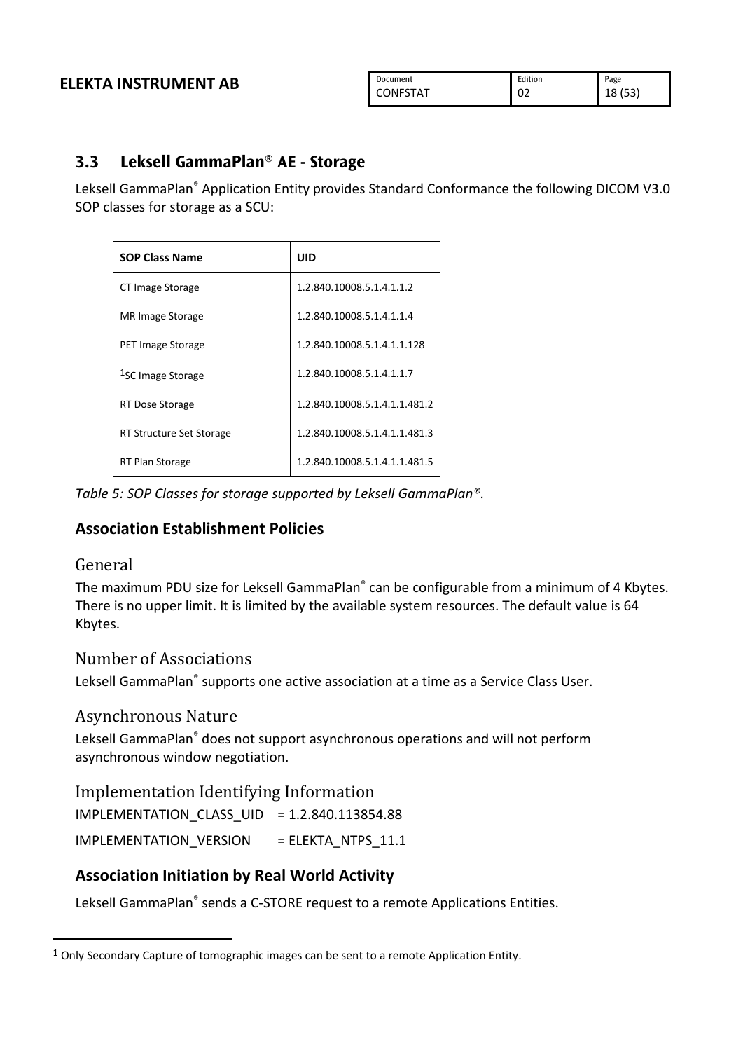## 3.3 Leksell GammaPlan® AE - Storage

Leksell GammaPlan® Application Entity provides Standard Conformance the following DICOM V3.0 SOP classes for storage as a SCU:

| SOP Class Name | UID |
|---|---|
| CT Image Storage | 1.2.840.10008.5.1.4.1.1.2 |
| MR Image Storage | 1.2.840.10008.5.1.4.1.1.4 |
| PET Image Storage | 1.2.840.10008.5.1.4.1.1.128 |
| [1]SC Image Storage | 1.2.840.10008.5.1.4.1.1.7 |
| RT Dose Storage | 1.2.840.10008.5.1.4.1.1.481.2 |
| RT Structure Set Storage | 1.2.840.10008.5.1.4.1.1.481.3 |
| RT Plan Storage | 1.2.840.10008.5.1.4.1.1.481.5 |

*Table 5: SOP Classes for storage supported by Leksell GammaPlan®.*

### Association Establishment Policies

#### General

The maximum PDU size for Leksell GammaPlan® can be configurable from a minimum of 4 Kbytes. There is no upper limit. It is limited by the available system resources. The default value is 64 Kbytes.

#### Number of Associations

Leksell GammaPlan® supports one active association at a time as a Service Class User.

#### Asynchronous Nature

Leksell GammaPlan® does not support asynchronous operations and will not perform asynchronous window negotiation.

#### Implementation Identifying Information

IMPLEMENTATION_CLASS_UID = 1.2.840.113854.88

IMPLEMENTATION_VERSION = ELEKTA_NTPS_11.1

### Association Initiation by Real World Activity

Leksell GammaPlan® sends a C-STORE request to a remote Applications Entities.

---

[1] Only Secondary Capture of tomographic images can be sent to a remote Application Entity.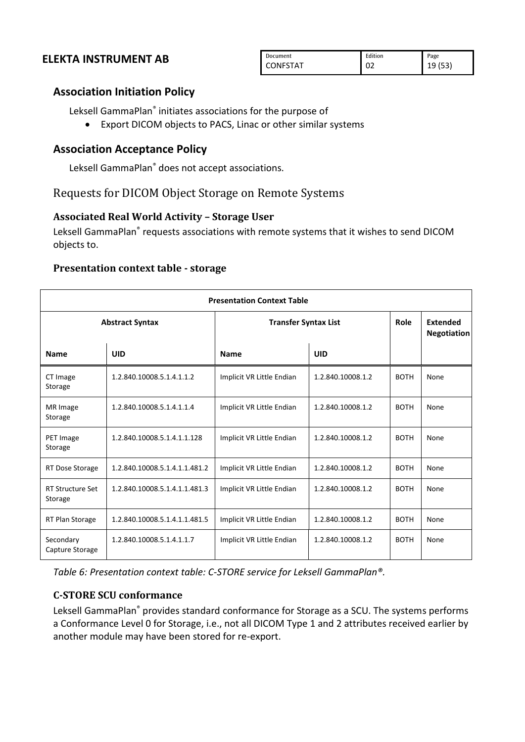## Association Initiation Policy

Leksell GammaPlan® initiates associations for the purpose of

- Export DICOM objects to PACS, Linac or other similar systems

## Association Acceptance Policy

Leksell GammaPlan® does not accept associations.

## Requests for DICOM Object Storage on Remote Systems

### Associated Real World Activity – Storage User

Leksell GammaPlan® requests associations with remote systems that it wishes to send DICOM objects to.

### Presentation context table - storage

| Presentation Context Table | | | | | |
|---|---|---|---|---|---|
| Abstract Syntax | | Transfer Syntax List | | Role | Extended Negotiation |
| Name | UID | Name | UID | | |
| CT Image Storage | 1.2.840.10008.5.1.4.1.1.2 | Implicit VR Little Endian | 1.2.840.10008.1.2 | BOTH | None |
| MR Image Storage | 1.2.840.10008.5.1.4.1.1.4 | Implicit VR Little Endian | 1.2.840.10008.1.2 | BOTH | None |
| PET Image Storage | 1.2.840.10008.5.1.4.1.1.128 | Implicit VR Little Endian | 1.2.840.10008.1.2 | BOTH | None |
| RT Dose Storage | 1.2.840.10008.5.1.4.1.1.481.2 | Implicit VR Little Endian | 1.2.840.10008.1.2 | BOTH | None |
| RT Structure Set Storage | 1.2.840.10008.5.1.4.1.1.481.3 | Implicit VR Little Endian | 1.2.840.10008.1.2 | BOTH | None |
| RT Plan Storage | 1.2.840.10008.5.1.4.1.1.481.5 | Implicit VR Little Endian | 1.2.840.10008.1.2 | BOTH | None |
| Secondary Capture Storage | 1.2.840.10008.5.1.4.1.1.7 | Implicit VR Little Endian | 1.2.840.10008.1.2 | BOTH | None |

*Table 6: Presentation context table: C-STORE service for Leksell GammaPlan®.*

### C-STORE SCU conformance

Leksell GammaPlan® provides standard conformance for Storage as a SCU. The systems performs a Conformance Level 0 for Storage, i.e., not all DICOM Type 1 and 2 attributes received earlier by another module may have been stored for re-export.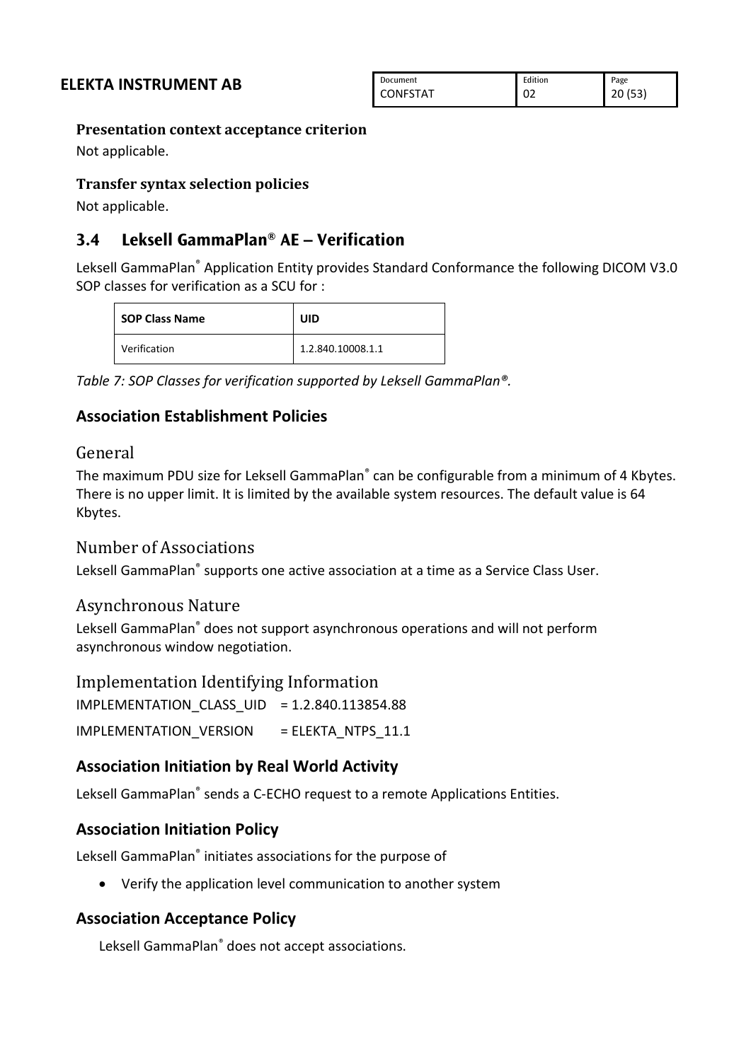**Presentation context acceptance criterion**

Not applicable.

**Transfer syntax selection policies**

Not applicable.

## 3.4 Leksell GammaPlan® AE – Verification

Leksell GammaPlan® Application Entity provides Standard Conformance the following DICOM V3.0 SOP classes for verification as a SCU for :

| SOP Class Name | UID |
|---|---|
| Verification | 1.2.840.10008.1.1 |

*Table 7: SOP Classes for verification supported by Leksell GammaPlan®.*

### Association Establishment Policies

#### General

The maximum PDU size for Leksell GammaPlan® can be configurable from a minimum of 4 Kbytes. There is no upper limit. It is limited by the available system resources. The default value is 64 Kbytes.

#### Number of Associations

Leksell GammaPlan® supports one active association at a time as a Service Class User.

#### Asynchronous Nature

Leksell GammaPlan® does not support asynchronous operations and will not perform asynchronous window negotiation.

#### Implementation Identifying Information

IMPLEMENTATION_CLASS_UID = 1.2.840.113854.88

IMPLEMENTATION_VERSION = ELEKTA_NTPS_11.1

### Association Initiation by Real World Activity

Leksell GammaPlan® sends a C-ECHO request to a remote Applications Entities.

### Association Initiation Policy

Leksell GammaPlan® initiates associations for the purpose of

- Verify the application level communication to another system

### Association Acceptance Policy

Leksell GammaPlan® does not accept associations.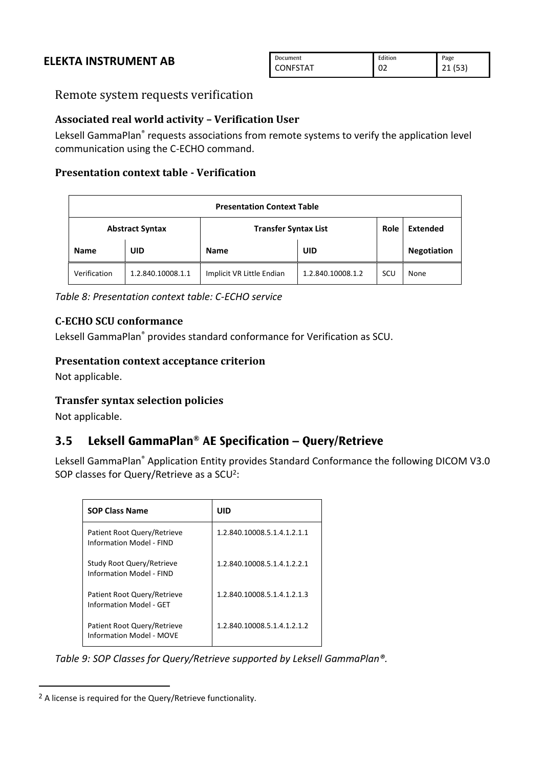### Remote system requests verification

#### Associated real world activity – Verification User

Leksell GammaPlan® requests associations from remote systems to verify the application level communication using the C-ECHO command.

#### Presentation context table - Verification

| Presentation Context Table | | | | | |
|---|---|---|---|---|---|
| Abstract Syntax | | Transfer Syntax List | | Role | Extended |
| Name | UID | Name | UID | | Negotiation |
| Verification | 1.2.840.10008.1.1 | Implicit VR Little Endian | 1.2.840.10008.1.2 | SCU | None |

*Table 8: Presentation context table: C-ECHO service*

#### C-ECHO SCU conformance

Leksell GammaPlan® provides standard conformance for Verification as SCU.

#### Presentation context acceptance criterion

Not applicable.

#### Transfer syntax selection policies

Not applicable.

## 3.5 Leksell GammaPlan® AE Specification – Query/Retrieve

Leksell GammaPlan® Application Entity provides Standard Conformance the following DICOM V3.0 SOP classes for Query/Retrieve as a SCU[2]:

| SOP Class Name | UID |
|---|---|
| Patient Root Query/Retrieve Information Model - FIND | 1.2.840.10008.5.1.4.1.2.1.1 |
| Study Root Query/Retrieve Information Model - FIND | 1.2.840.10008.5.1.4.1.2.2.1 |
| Patient Root Query/Retrieve Information Model - GET | 1.2.840.10008.5.1.4.1.2.1.3 |
| Patient Root Query/Retrieve Information Model - MOVE | 1.2.840.10008.5.1.4.1.2.1.2 |

*Table 9: SOP Classes for Query/Retrieve supported by Leksell GammaPlan®.*

[2] A license is required for the Query/Retrieve functionality.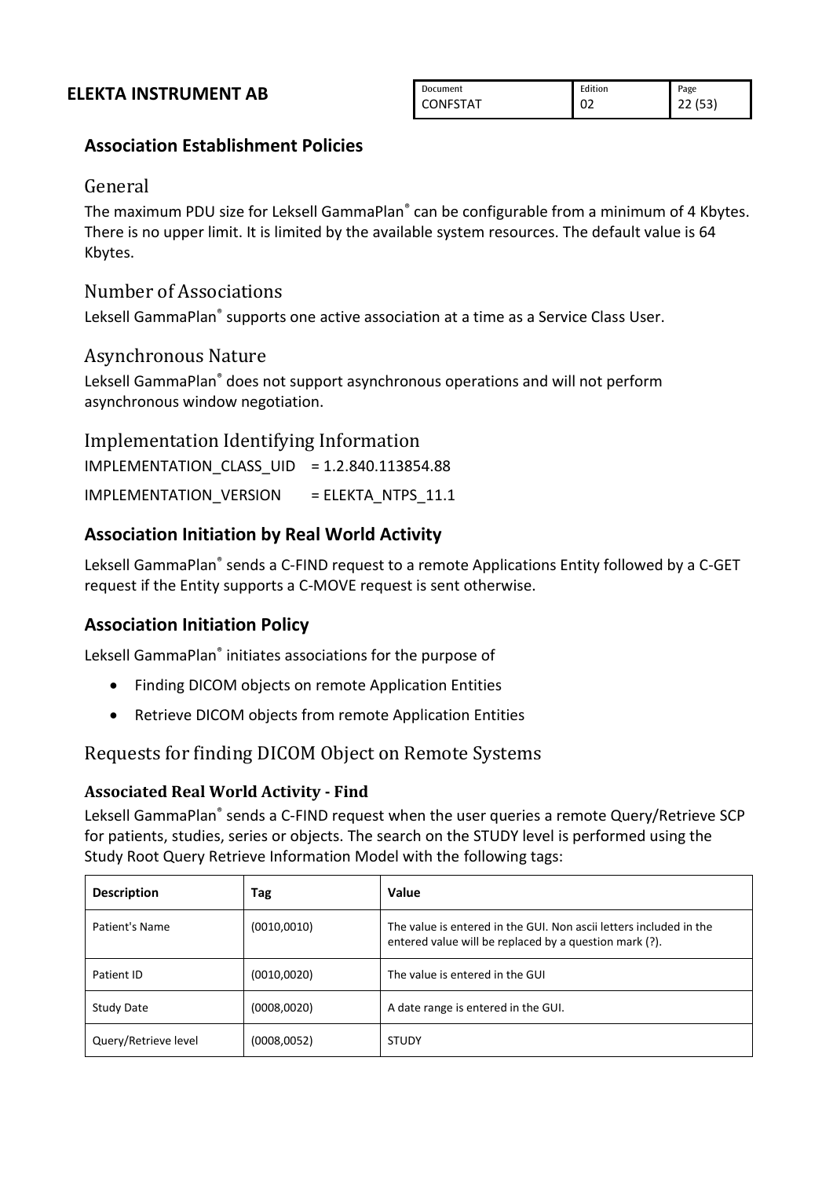## Association Establishment Policies

### General

The maximum PDU size for Leksell GammaPlan® can be configurable from a minimum of 4 Kbytes. There is no upper limit. It is limited by the available system resources. The default value is 64 Kbytes.

### Number of Associations

Leksell GammaPlan® supports one active association at a time as a Service Class User.

### Asynchronous Nature

Leksell GammaPlan® does not support asynchronous operations and will not perform asynchronous window negotiation.

### Implementation Identifying Information

IMPLEMENTATION_CLASS_UID = 1.2.840.113854.88

IMPLEMENTATION_VERSION = ELEKTA_NTPS_11.1

## Association Initiation by Real World Activity

Leksell GammaPlan® sends a C-FIND request to a remote Applications Entity followed by a C-GET request if the Entity supports a C-MOVE request is sent otherwise.

## Association Initiation Policy

Leksell GammaPlan® initiates associations for the purpose of

- Finding DICOM objects on remote Application Entities
- Retrieve DICOM objects from remote Application Entities

### Requests for finding DICOM Object on Remote Systems

#### Associated Real World Activity - Find

Leksell GammaPlan® sends a C-FIND request when the user queries a remote Query/Retrieve SCP for patients, studies, series or objects. The search on the STUDY level is performed using the Study Root Query Retrieve Information Model with the following tags:

| Description | Tag | Value |
|---|---|---|
| Patient's Name | (0010,0010) | The value is entered in the GUI. Non ascii letters included in the entered value will be replaced by a question mark (?). |
| Patient ID | (0010,0020) | The value is entered in the GUI |
| Study Date | (0008,0020) | A date range is entered in the GUI. |
| Query/Retrieve level | (0008,0052) | STUDY |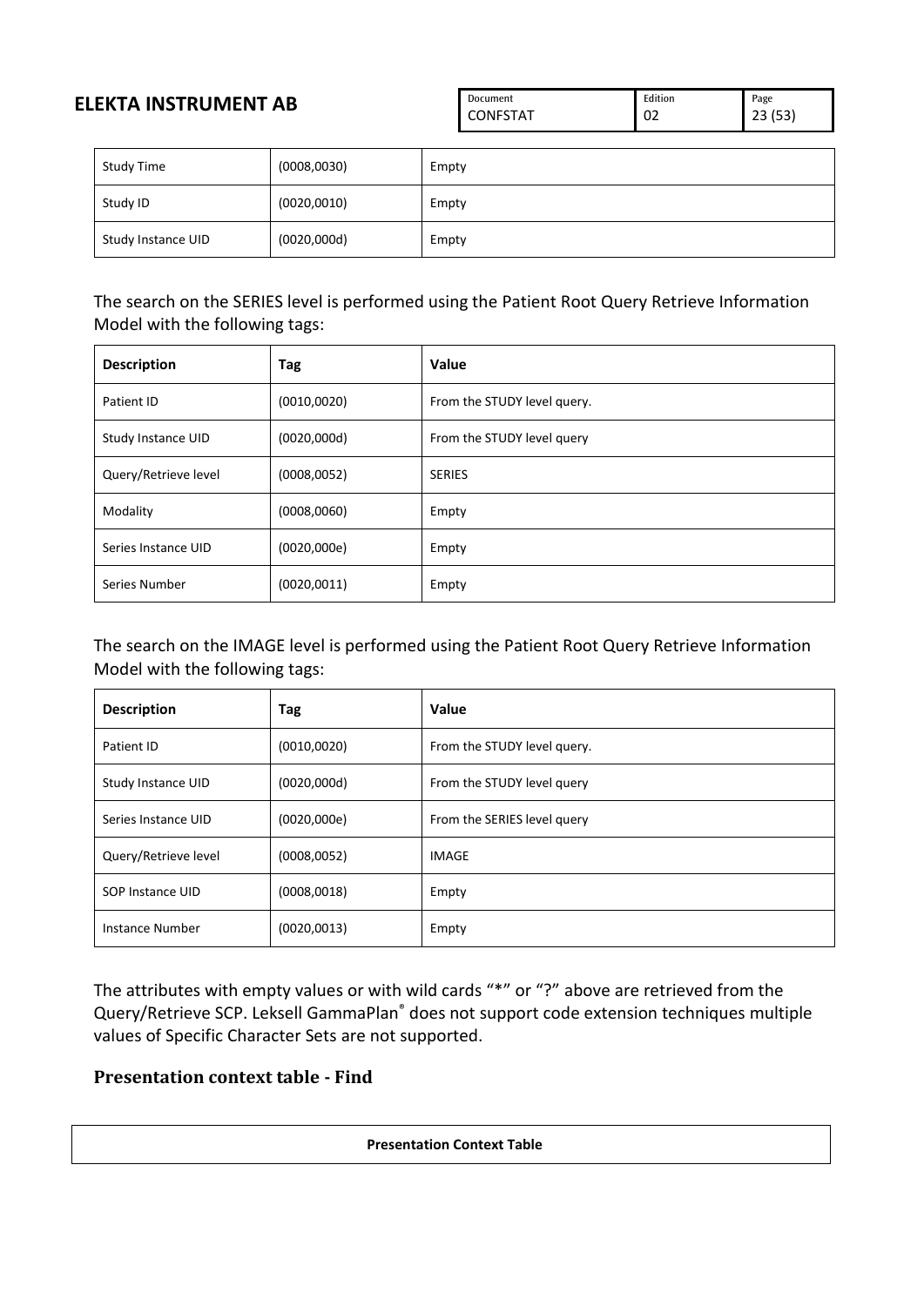| Study Time | (0008,0030) | Empty |
|---|---|---|
| Study ID | (0020,0010) | Empty |
| Study Instance UID | (0020,000d) | Empty |

The search on the SERIES level is performed using the Patient Root Query Retrieve Information Model with the following tags:

| Description | Tag | Value |
|---|---|---|
| Patient ID | (0010,0020) | From the STUDY level query. |
| Study Instance UID | (0020,000d) | From the STUDY level query |
| Query/Retrieve level | (0008,0052) | SERIES |
| Modality | (0008,0060) | Empty |
| Series Instance UID | (0020,000e) | Empty |
| Series Number | (0020,0011) | Empty |

The search on the IMAGE level is performed using the Patient Root Query Retrieve Information Model with the following tags:

| Description | Tag | Value |
|---|---|---|
| Patient ID | (0010,0020) | From the STUDY level query. |
| Study Instance UID | (0020,000d) | From the STUDY level query |
| Series Instance UID | (0020,000e) | From the SERIES level query |
| Query/Retrieve level | (0008,0052) | IMAGE |
| SOP Instance UID | (0008,0018) | Empty |
| Instance Number | (0020,0013) | Empty |

The attributes with empty values or with wild cards "*" or "?" above are retrieved from the Query/Retrieve SCP. Leksell GammaPlan® does not support code extension techniques multiple values of Specific Character Sets are not supported.

### Presentation context table - Find

| Presentation Context Table |
|---|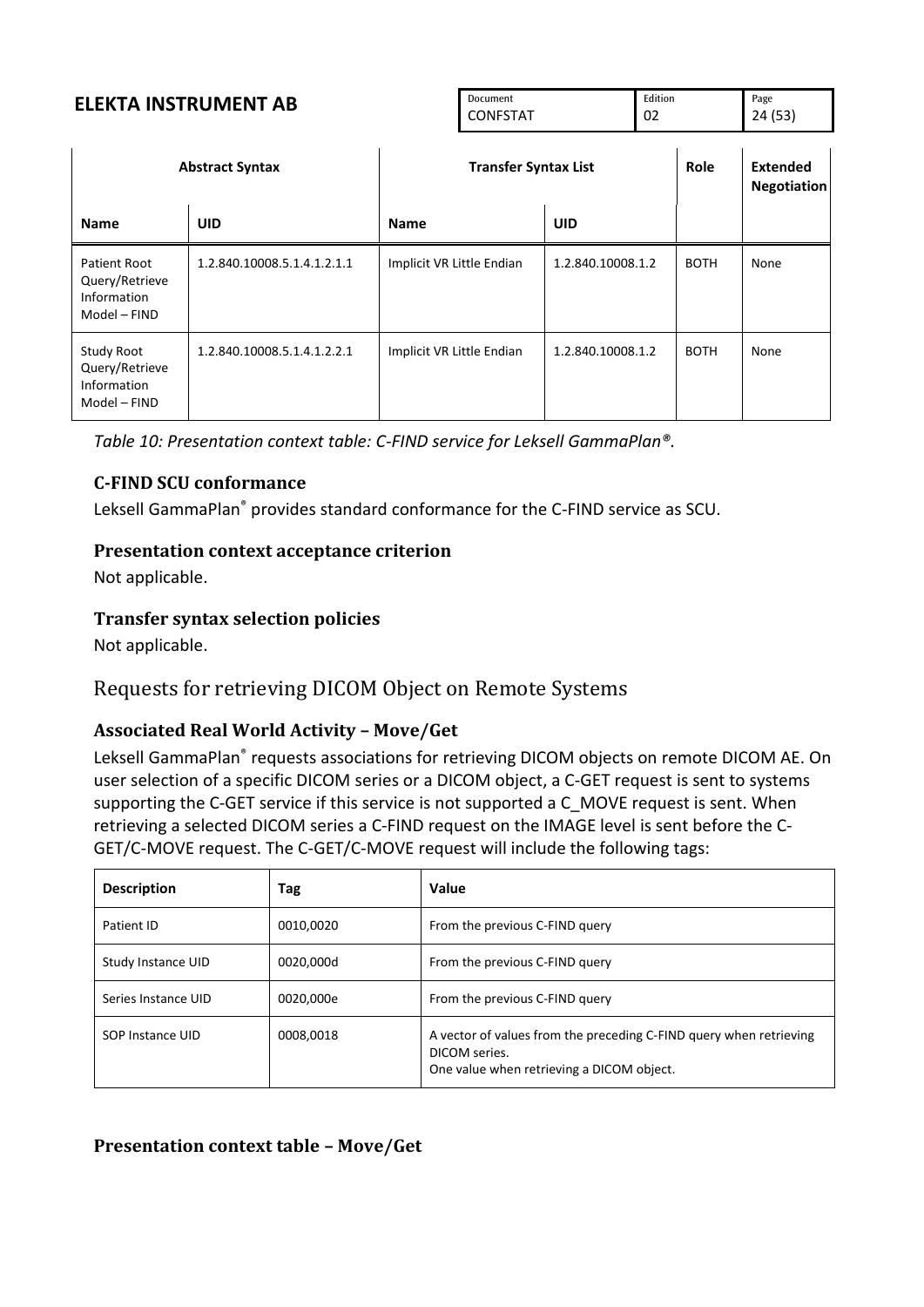| Abstract Syntax | | Transfer Syntax List | | Role | Extended Negotiation |
|---|---|---|---|---|---|
| **Name** | **UID** | **Name** | **UID** | | |
| Patient Root Query/Retrieve Information Model – FIND | 1.2.840.10008.5.1.4.1.2.1.1 | Implicit VR Little Endian | 1.2.840.10008.1.2 | BOTH | None |
| Study Root Query/Retrieve Information Model – FIND | 1.2.840.10008.5.1.4.1.2.2.1 | Implicit VR Little Endian | 1.2.840.10008.1.2 | BOTH | None |

*Table 10: Presentation context table: C-FIND service for Leksell GammaPlan®.*

### C-FIND SCU conformance

Leksell GammaPlan® provides standard conformance for the C-FIND service as SCU.

### Presentation context acceptance criterion

Not applicable.

### Transfer syntax selection policies

Not applicable.

## Requests for retrieving DICOM Object on Remote Systems

### Associated Real World Activity – Move/Get

Leksell GammaPlan® requests associations for retrieving DICOM objects on remote DICOM AE. On user selection of a specific DICOM series or a DICOM object, a C-GET request is sent to systems supporting the C-GET service if this service is not supported a C_MOVE request is sent. When retrieving a selected DICOM series a C-FIND request on the IMAGE level is sent before the C-GET/C-MOVE request. The C-GET/C-MOVE request will include the following tags:

| Description | Tag | Value |
|---|---|---|
| Patient ID | 0010,0020 | From the previous C-FIND query |
| Study Instance UID | 0020,000d | From the previous C-FIND query |
| Series Instance UID | 0020,000e | From the previous C-FIND query |
| SOP Instance UID | 0008,0018 | A vector of values from the preceding C-FIND query when retrieving DICOM series.<br>One value when retrieving a DICOM object. |

### Presentation context table – Move/Get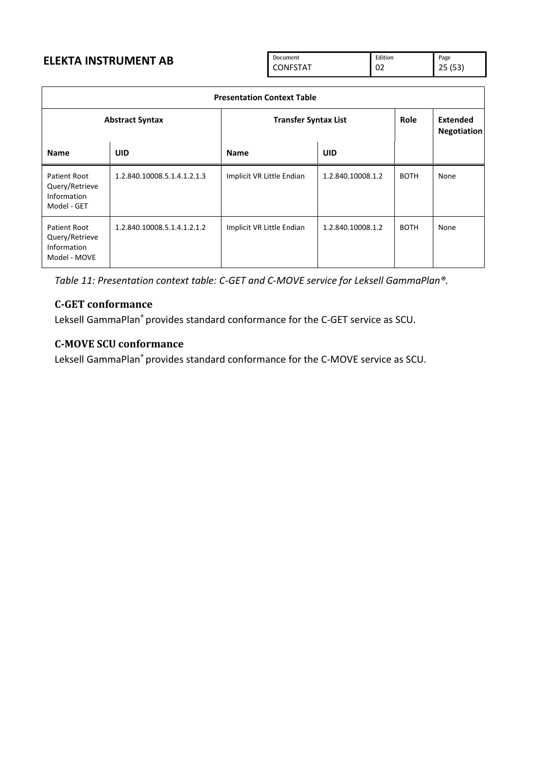| Presentation Context Table | | | | | |
|---|---|---|---|---|---|
| **Abstract Syntax** | | **Transfer Syntax List** | | **Role** | **Extended Negotiation** |
| **Name** | **UID** | **Name** | **UID** | | |
| Patient Root Query/Retrieve Information Model - GET | 1.2.840.10008.5.1.4.1.2.1.3 | Implicit VR Little Endian | 1.2.840.10008.1.2 | BOTH | None |
| Patient Root Query/Retrieve Information Model - MOVE | 1.2.840.10008.5.1.4.1.2.1.2 | Implicit VR Little Endian | 1.2.840.10008.1.2 | BOTH | None |

*Table 11: Presentation context table: C-GET and C-MOVE service for Leksell GammaPlan®.*

### C-GET conformance

Leksell GammaPlan® provides standard conformance for the C-GET service as SCU.

### C-MOVE SCU conformance

Leksell GammaPlan® provides standard conformance for the C-MOVE service as SCU.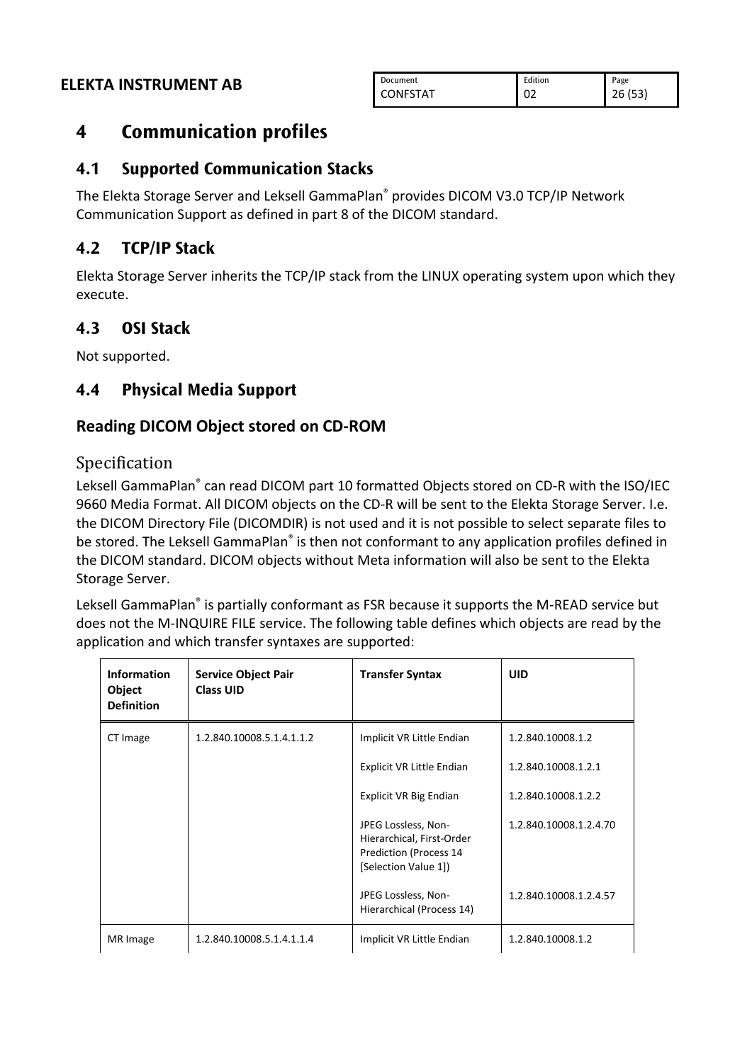#### 4 Communication profiles

## 4.1 Supported Communication Stacks

The Elekta Storage Server and Leksell GammaPlan® provides DICOM V3.0 TCP/IP Network Communication Support as defined in part 8 of the DICOM standard.

## 4.2 TCP/IP Stack

Elekta Storage Server inherits the TCP/IP stack from the LINUX operating system upon which they execute.

## 4.3 OSI Stack

Not supported.

## 4.4 Physical Media Support

### Reading DICOM Object stored on CD-ROM

#### Specification

Leksell GammaPlan® can read DICOM part 10 formatted Objects stored on CD-R with the ISO/IEC 9660 Media Format. All DICOM objects on the CD-R will be sent to the Elekta Storage Server. I.e. the DICOM Directory File (DICOMDIR) is not used and it is not possible to select separate files to be stored. The Leksell GammaPlan® is then not conformant to any application profiles defined in the DICOM standard. DICOM objects without Meta information will also be sent to the Elekta Storage Server.

Leksell GammaPlan® is partially conformant as FSR because it supports the M-READ service but does not the M-INQUIRE FILE service. The following table defines which objects are read by the application and which transfer syntaxes are supported:

| Information Object Definition | Service Object Pair Class UID | Transfer Syntax | UID |
|---|---|---|---|
| CT Image | 1.2.840.10008.5.1.4.1.1.2 | Implicit VR Little Endian | 1.2.840.10008.1.2 |
| | | Explicit VR Little Endian | 1.2.840.10008.1.2.1 |
| | | Explicit VR Big Endian | 1.2.840.10008.1.2.2 |
| | | JPEG Lossless, Non-Hierarchical, First-Order Prediction (Process 14 [Selection Value 1]) | 1.2.840.10008.1.2.4.70 |
| | | JPEG Lossless, Non-Hierarchical (Process 14) | 1.2.840.10008.1.2.4.57 |
| MR Image | 1.2.840.10008.5.1.4.1.1.4 | Implicit VR Little Endian | 1.2.840.10008.1.2 |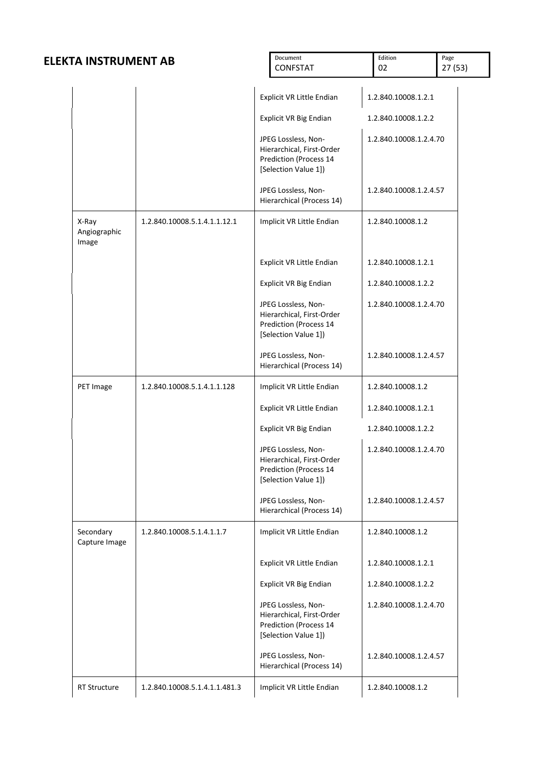| | | | |
|---|---|---|---|
| | | Explicit VR Little Endian | 1.2.840.10008.1.2.1 |
| | | Explicit VR Big Endian | 1.2.840.10008.1.2.2 |
| | | JPEG Lossless, Non-Hierarchical, First-Order Prediction (Process 14 [Selection Value 1]) | 1.2.840.10008.1.2.4.70 |
| | | JPEG Lossless, Non-Hierarchical (Process 14) | 1.2.840.10008.1.2.4.57 |
| X-Ray Angiographic Image | 1.2.840.10008.5.1.4.1.1.12.1 | Implicit VR Little Endian | 1.2.840.10008.1.2 |
| | | Explicit VR Little Endian | 1.2.840.10008.1.2.1 |
| | | Explicit VR Big Endian | 1.2.840.10008.1.2.2 |
| | | JPEG Lossless, Non-Hierarchical, First-Order Prediction (Process 14 [Selection Value 1]) | 1.2.840.10008.1.2.4.70 |
| | | JPEG Lossless, Non-Hierarchical (Process 14) | 1.2.840.10008.1.2.4.57 |
| PET Image | 1.2.840.10008.5.1.4.1.1.128 | Implicit VR Little Endian | 1.2.840.10008.1.2 |
| | | Explicit VR Little Endian | 1.2.840.10008.1.2.1 |
| | | Explicit VR Big Endian | 1.2.840.10008.1.2.2 |
| | | JPEG Lossless, Non-Hierarchical, First-Order Prediction (Process 14 [Selection Value 1]) | 1.2.840.10008.1.2.4.70 |
| | | JPEG Lossless, Non-Hierarchical (Process 14) | 1.2.840.10008.1.2.4.57 |
| Secondary Capture Image | 1.2.840.10008.5.1.4.1.1.7 | Implicit VR Little Endian | 1.2.840.10008.1.2 |
| | | Explicit VR Little Endian | 1.2.840.10008.1.2.1 |
| | | Explicit VR Big Endian | 1.2.840.10008.1.2.2 |
| | | JPEG Lossless, Non-Hierarchical, First-Order Prediction (Process 14 [Selection Value 1]) | 1.2.840.10008.1.2.4.70 |
| | | JPEG Lossless, Non-Hierarchical (Process 14) | 1.2.840.10008.1.2.4.57 |
| RT Structure | 1.2.840.10008.5.1.4.1.1.481.3 | Implicit VR Little Endian | 1.2.840.10008.1.2 |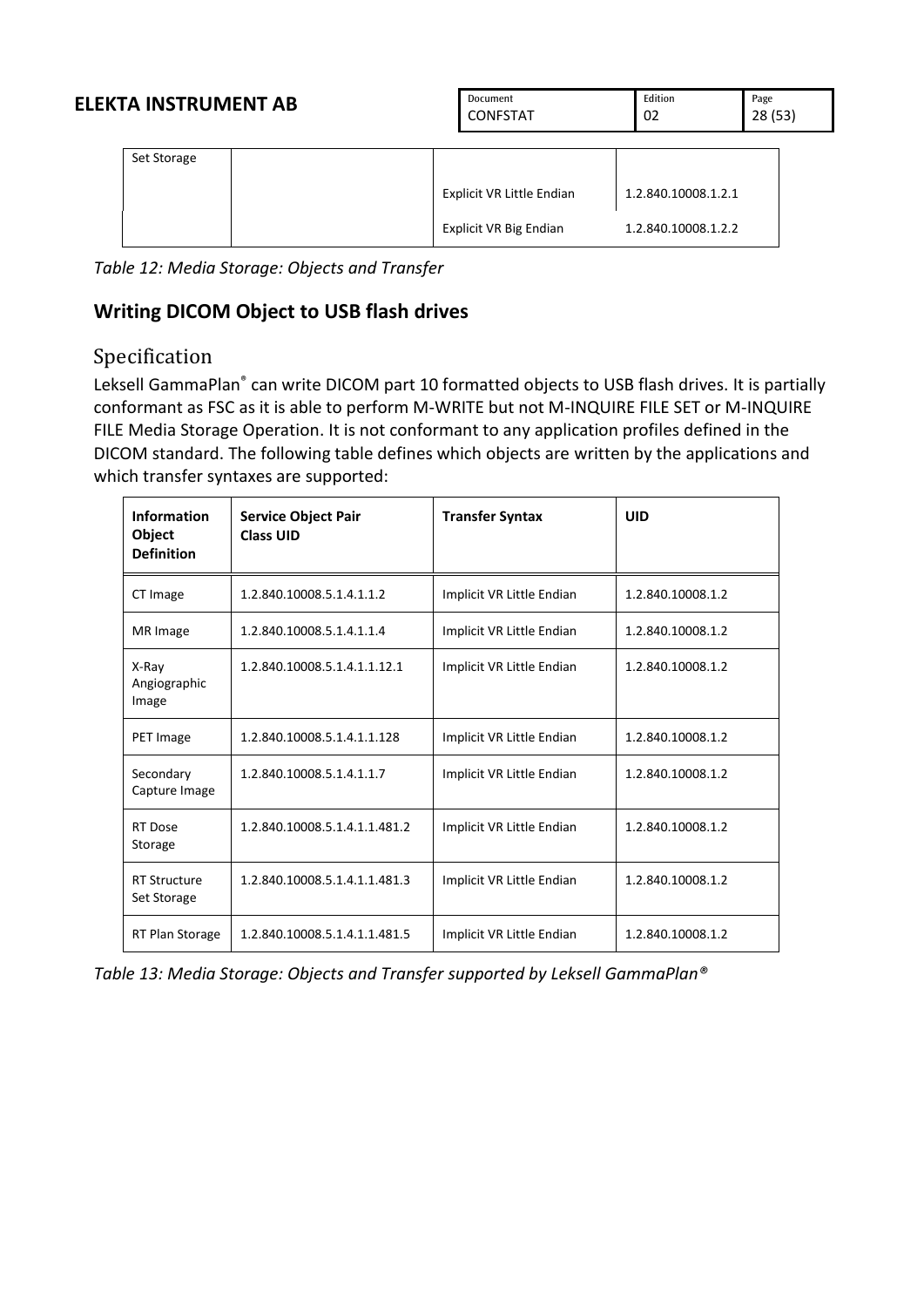| Set Storage | | | |
|---|---|---|---|
| | | Explicit VR Little Endian | 1.2.840.10008.1.2.1 |
| | | Explicit VR Big Endian | 1.2.840.10008.1.2.2 |

*Table 12: Media Storage: Objects and Transfer*

## Writing DICOM Object to USB flash drives

### Specification

Leksell GammaPlan® can write DICOM part 10 formatted objects to USB flash drives. It is partially conformant as FSC as it is able to perform M-WRITE but not M-INQUIRE FILE SET or M-INQUIRE FILE Media Storage Operation. It is not conformant to any application profiles defined in the DICOM standard. The following table defines which objects are written by the applications and which transfer syntaxes are supported:

| Information Object Definition | Service Object Pair Class UID | Transfer Syntax | UID |
|---|---|---|---|
| CT Image | 1.2.840.10008.5.1.4.1.1.2 | Implicit VR Little Endian | 1.2.840.10008.1.2 |
| MR Image | 1.2.840.10008.5.1.4.1.1.4 | Implicit VR Little Endian | 1.2.840.10008.1.2 |
| X-Ray Angiographic Image | 1.2.840.10008.5.1.4.1.1.12.1 | Implicit VR Little Endian | 1.2.840.10008.1.2 |
| PET Image | 1.2.840.10008.5.1.4.1.1.128 | Implicit VR Little Endian | 1.2.840.10008.1.2 |
| Secondary Capture Image | 1.2.840.10008.5.1.4.1.1.7 | Implicit VR Little Endian | 1.2.840.10008.1.2 |
| RT Dose Storage | 1.2.840.10008.5.1.4.1.1.481.2 | Implicit VR Little Endian | 1.2.840.10008.1.2 |
| RT Structure Set Storage | 1.2.840.10008.5.1.4.1.1.481.3 | Implicit VR Little Endian | 1.2.840.10008.1.2 |
| RT Plan Storage | 1.2.840.10008.5.1.4.1.1.481.5 | Implicit VR Little Endian | 1.2.840.10008.1.2 |

*Table 13: Media Storage: Objects and Transfer supported by Leksell GammaPlan®*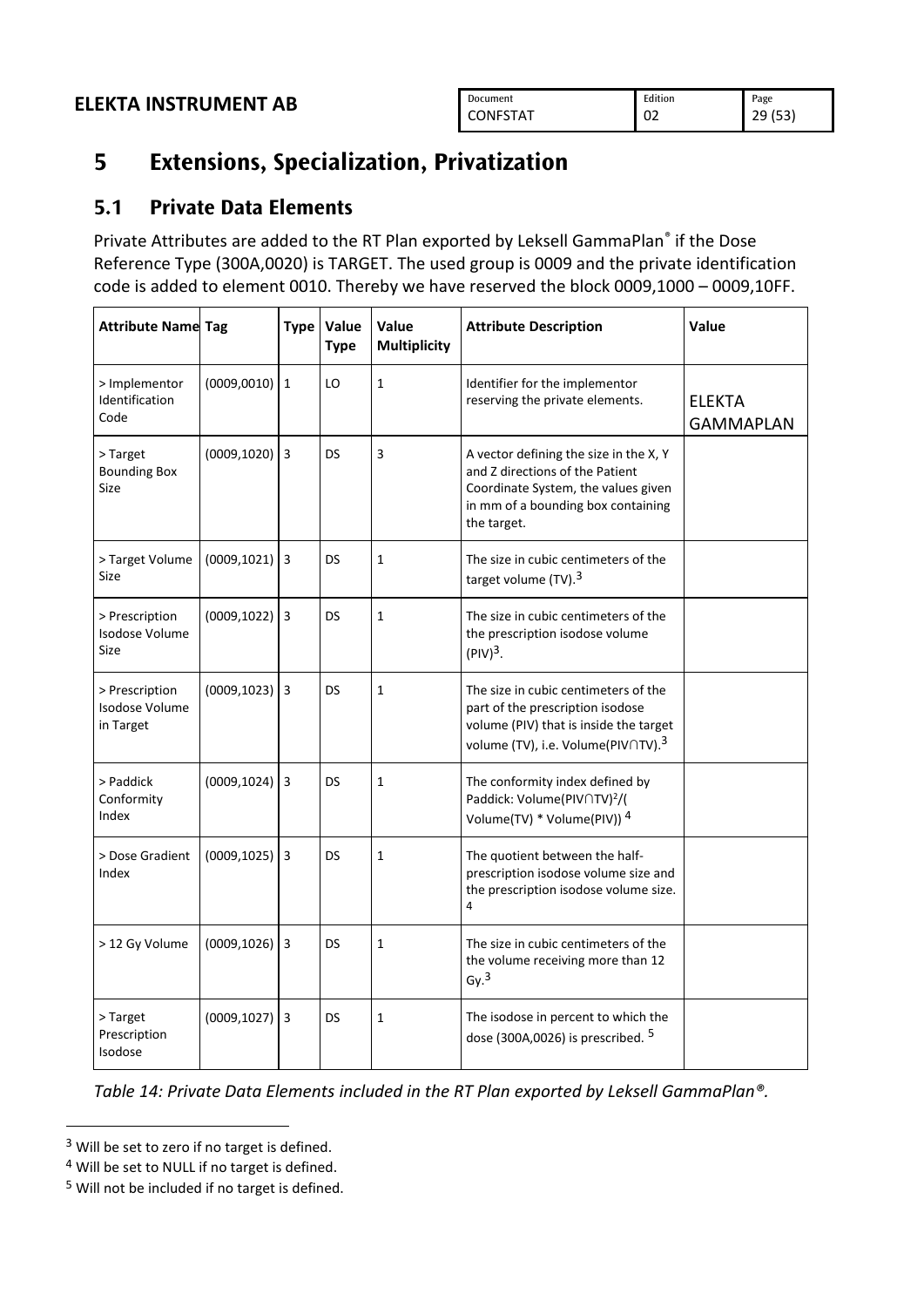# 5 Extensions, Specialization, Privatization

## 5.1 Private Data Elements

Private Attributes are added to the RT Plan exported by Leksell GammaPlan® if the Dose Reference Type (300A,0020) is TARGET. The used group is 0009 and the private identification code is added to element 0010. Thereby we have reserved the block 0009,1000 – 0009,10FF.

| Attribute Name | Tag | Type | Value Type | Value Multiplicity | Attribute Description | Value |
|---|---|---|---|---|---|---|
| > Implementor Identification Code | (0009,0010) | 1 | LO | 1 | Identifier for the implementor reserving the private elements. | ELEKTA GAMMAPLAN |
| > Target Bounding Box Size | (0009,1020) | 3 | DS | 3 | A vector defining the size in the X, Y and Z directions of the Patient Coordinate System, the values given in mm of a bounding box containing the target. | |
| > Target Volume Size | (0009,1021) | 3 | DS | 1 | The size in cubic centimeters of the target volume (TV).[3] | |
| > Prescription Isodose Volume Size | (0009,1022) | 3 | DS | 1 | The size in cubic centimeters of the the prescription isodose volume (PIV)[3]. | |
| > Prescription Isodose Volume in Target | (0009,1023) | 3 | DS | 1 | The size in cubic centimeters of the part of the prescription isodose volume (PIV) that is inside the target volume (TV), i.e. Volume(PIV∩TV).[3] | |
| > Paddick Conformity Index | (0009,1024) | 3 | DS | 1 | The conformity index defined by Paddick: $Volume(PIV \cap TV)^2/(Volume(TV) * Volume(PIV))$ [4] | |
| > Dose Gradient Index | (0009,1025) | 3 | DS | 1 | The quotient between the half-prescription isodose volume size and the prescription isodose volume size. [4] | |
| > 12 Gy Volume | (0009,1026) | 3 | DS | 1 | The size in cubic centimeters of the the volume receiving more than 12 Gy.[3] | |
| > Target Prescription Isodose | (0009,1027) | 3 | DS | 1 | The isodose in percent to which the dose (300A,0026) is prescribed. [5] | |

*Table 14: Private Data Elements included in the RT Plan exported by Leksell GammaPlan®.*

[3] Will be set to zero if no target is defined.

[4] Will be set to NULL if no target is defined.

[5] Will not be included if no target is defined.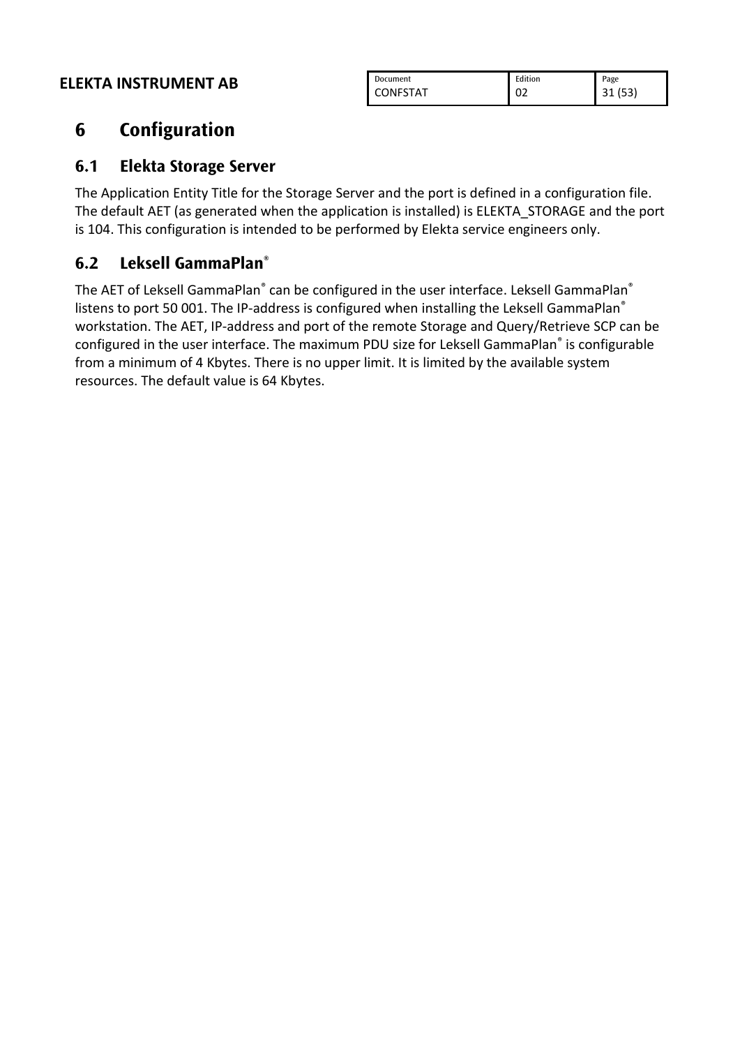# 6 Configuration

## 6.1 Elekta Storage Server

The Application Entity Title for the Storage Server and the port is defined in a configuration file. The default AET (as generated when the application is installed) is ELEKTA_STORAGE and the port is 104. This configuration is intended to be performed by Elekta service engineers only.

## 6.2 Leksell GammaPlan®

The AET of Leksell GammaPlan® can be configured in the user interface. Leksell GammaPlan® listens to port 50 001. The IP-address is configured when installing the Leksell GammaPlan® workstation. The AET, IP-address and port of the remote Storage and Query/Retrieve SCP can be configured in the user interface. The maximum PDU size for Leksell GammaPlan® is configurable from a minimum of 4 Kbytes. There is no upper limit. It is limited by the available system resources. The default value is 64 Kbytes.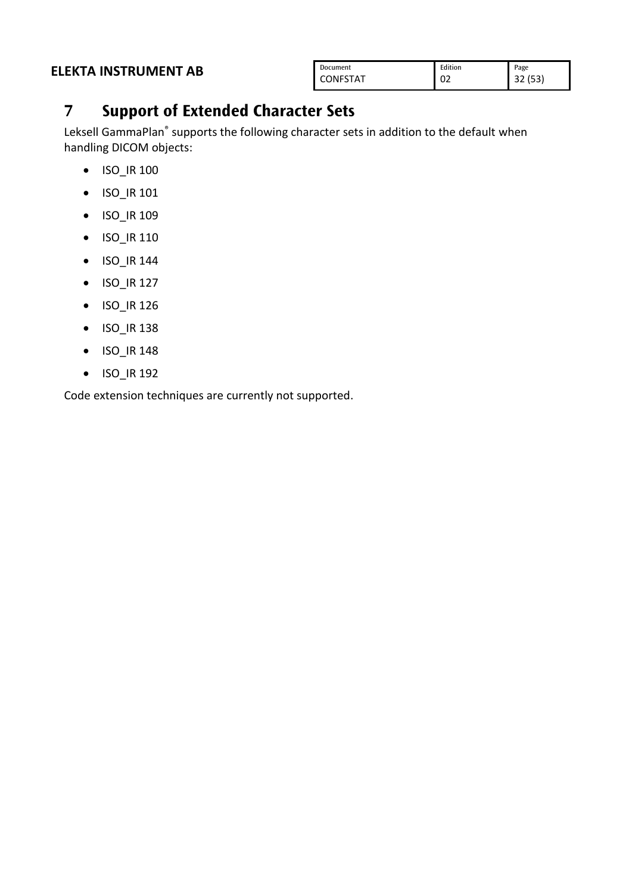# 7 Support of Extended Character Sets

Leksell GammaPlan® supports the following character sets in addition to the default when handling DICOM objects:

- ISO_IR 100
- ISO_IR 101
- ISO_IR 109
- ISO_IR 110
- ISO_IR 144
- ISO_IR 127
- ISO_IR 126
- ISO_IR 138
- ISO_IR 148
- ISO_IR 192

Code extension techniques are currently not supported.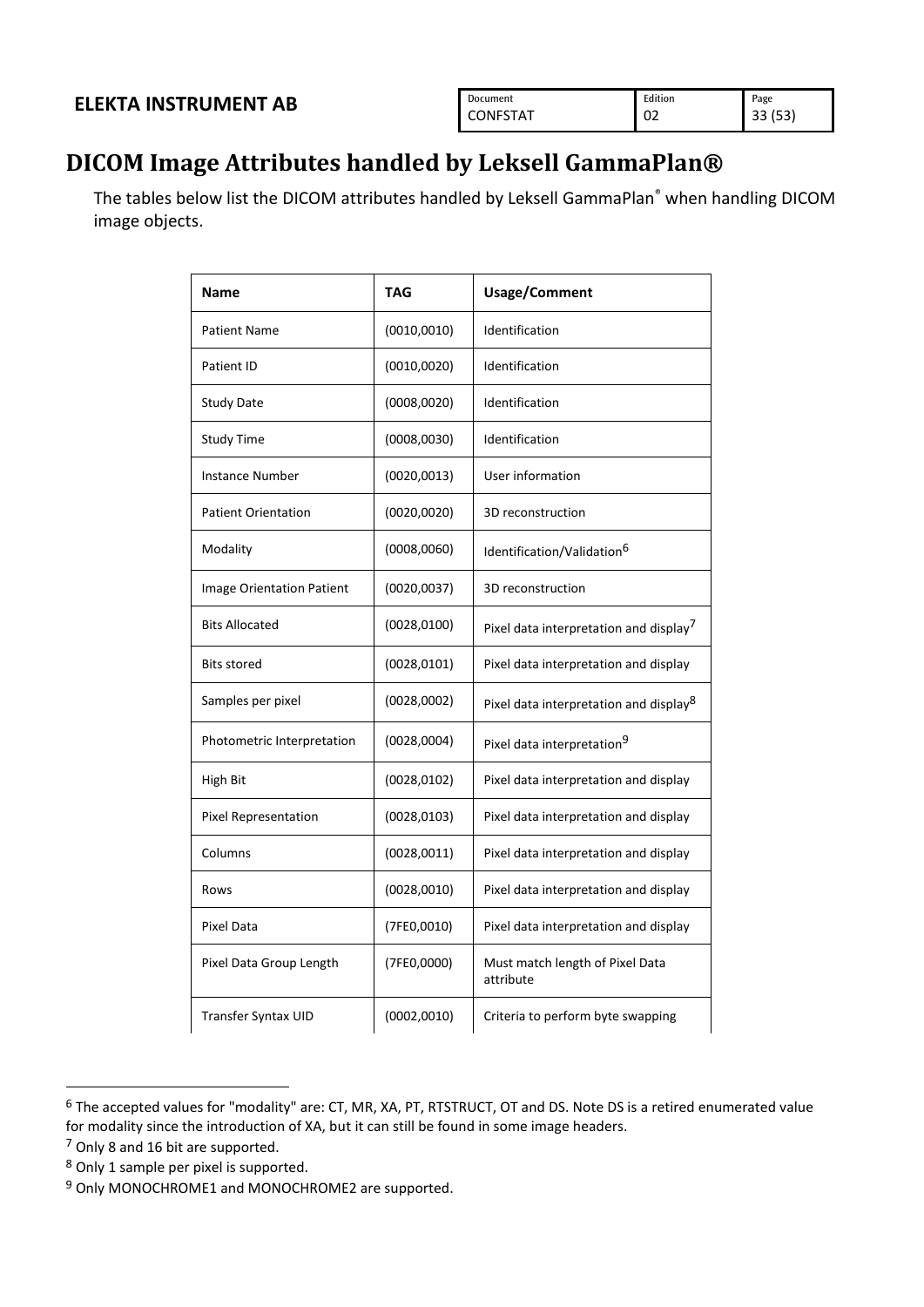# DICOM Image Attributes handled by Leksell GammaPlan®

The tables below list the DICOM attributes handled by Leksell GammaPlan® when handling DICOM image objects.

| Name | TAG | Usage/Comment |
|---|---|---|
| Patient Name | (0010,0010) | Identification |
| Patient ID | (0010,0020) | Identification |
| Study Date | (0008,0020) | Identification |
| Study Time | (0008,0030) | Identification |
| Instance Number | (0020,0013) | User information |
| Patient Orientation | (0020,0020) | 3D reconstruction |
| Modality | (0008,0060) | Identification/Validation[6] |
| Image Orientation Patient | (0020,0037) | 3D reconstruction |
| Bits Allocated | (0028,0100) | Pixel data interpretation and display[7] |
| Bits stored | (0028,0101) | Pixel data interpretation and display |
| Samples per pixel | (0028,0002) | Pixel data interpretation and display[8] |
| Photometric Interpretation | (0028,0004) | Pixel data interpretation[9] |
| High Bit | (0028,0102) | Pixel data interpretation and display |
| Pixel Representation | (0028,0103) | Pixel data interpretation and display |
| Columns | (0028,0011) | Pixel data interpretation and display |
| Rows | (0028,0010) | Pixel data interpretation and display |
| Pixel Data | (7FE0,0010) | Pixel data interpretation and display |
| Pixel Data Group Length | (7FE0,0000) | Must match length of Pixel Data attribute |
| Transfer Syntax UID | (0002,0010) | Criteria to perform byte swapping |

[6] The accepted values for "modality" are: CT, MR, XA, PT, RTSTRUCT, OT and DS. Note DS is a retired enumerated value for modality since the introduction of XA, but it can still be found in some image headers.

[7] Only 8 and 16 bit are supported.

[8] Only 1 sample per pixel is supported.

[9] Only MONOCHROME1 and MONOCHROME2 are supported.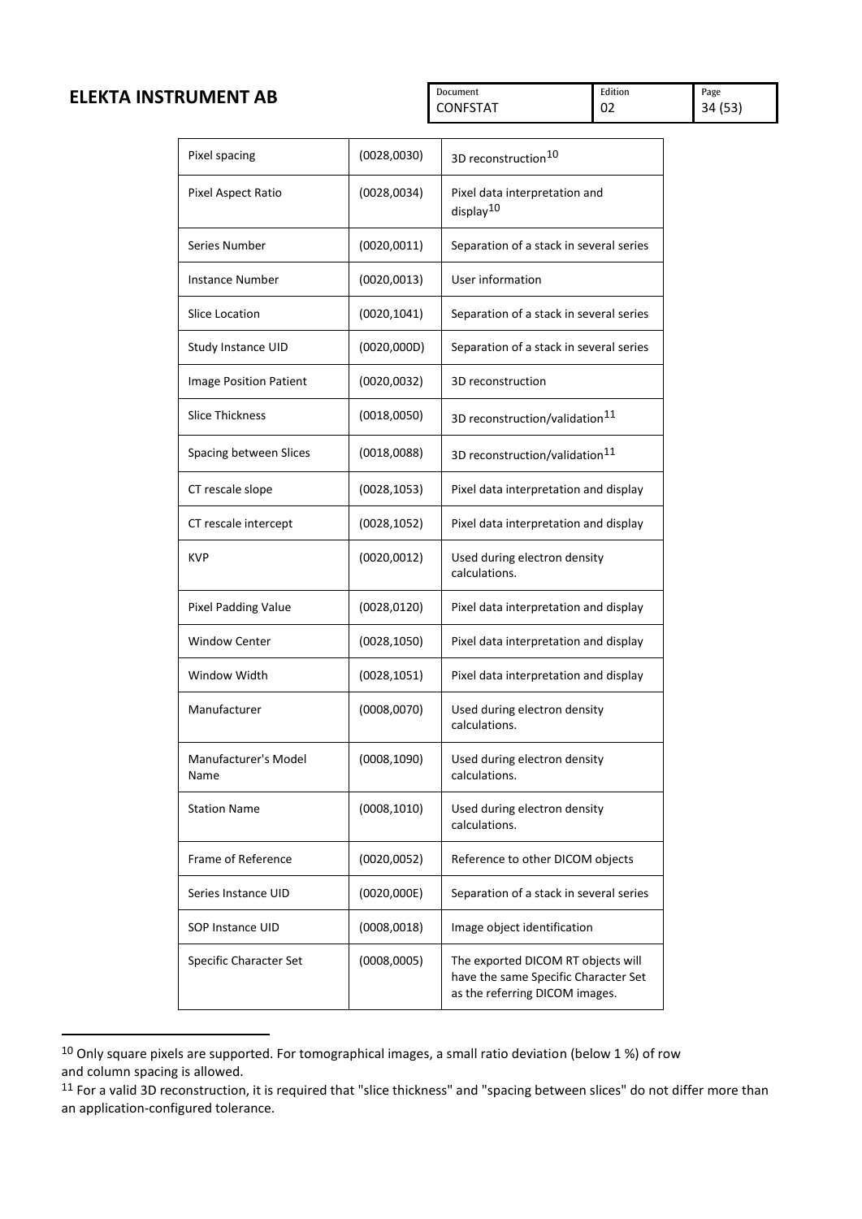| Pixel spacing | (0028,0030) | 3D reconstruction[10] |
|---|---|---|
| Pixel Aspect Ratio | (0028,0034) | Pixel data interpretation and display[10] |
| Series Number | (0020,0011) | Separation of a stack in several series |
| Instance Number | (0020,0013) | User information |
| Slice Location | (0020,1041) | Separation of a stack in several series |
| Study Instance UID | (0020,000D) | Separation of a stack in several series |
| Image Position Patient | (0020,0032) | 3D reconstruction |
| Slice Thickness | (0018,0050) | 3D reconstruction/validation[11] |
| Spacing between Slices | (0018,0088) | 3D reconstruction/validation[11] |
| CT rescale slope | (0028,1053) | Pixel data interpretation and display |
| CT rescale intercept | (0028,1052) | Pixel data interpretation and display |
| KVP | (0020,0012) | Used during electron density calculations. |
| Pixel Padding Value | (0028,0120) | Pixel data interpretation and display |
| Window Center | (0028,1050) | Pixel data interpretation and display |
| Window Width | (0028,1051) | Pixel data interpretation and display |
| Manufacturer | (0008,0070) | Used during electron density calculations. |
| Manufacturer's Model Name | (0008,1090) | Used during electron density calculations. |
| Station Name | (0008,1010) | Used during electron density calculations. |
| Frame of Reference | (0020,0052) | Reference to other DICOM objects |
| Series Instance UID | (0020,000E) | Separation of a stack in several series |
| SOP Instance UID | (0008,0018) | Image object identification |
| Specific Character Set | (0008,0005) | The exported DICOM RT objects will have the same Specific Character Set as the referring DICOM images. |

[10] Only square pixels are supported. For tomographical images, a small ratio deviation (below 1 %) of row and column spacing is allowed.

[11] For a valid 3D reconstruction, it is required that "slice thickness" and "spacing between slices" do not differ more than an application-configured tolerance.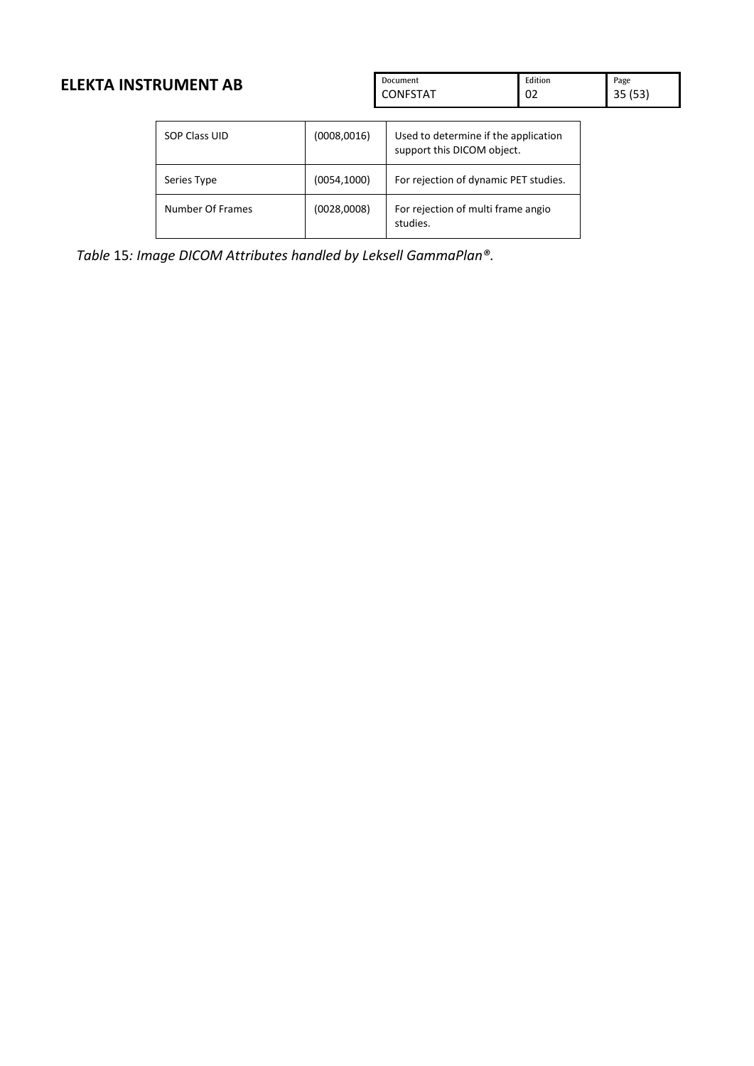| | | |
|---|---|---|
| SOP Class UID | (0008,0016) | Used to determine if the application support this DICOM object. |
| Series Type | (0054,1000) | For rejection of dynamic PET studies. |
| Number Of Frames | (0028,0008) | For rejection of multi frame angio studies. |

*Table* 15*: Image DICOM Attributes handled by Leksell GammaPlan®.*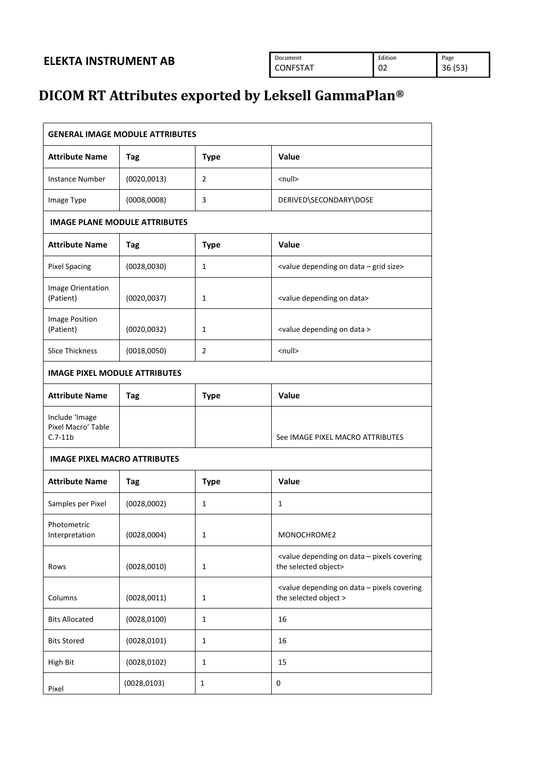# DICOM RT Attributes exported by Leksell GammaPlan®

| GENERAL IMAGE MODULE ATTRIBUTES | | | |
|---|---|---|---|
| **Attribute Name** | **Tag** | **Type** | **Value** |
| Instance Number | (0020,0013) | 2 | <null> |
| Image Type | (0008,0008) | 3 | DERIVED\SECONDARY\DOSE |
| **IMAGE PLANE MODULE ATTRIBUTES** | | | |
| **Attribute Name** | **Tag** | **Type** | **Value** |
| Pixel Spacing | (0028,0030) | 1 | <value depending on data – grid size> |
| Image Orientation (Patient) | (0020,0037) | 1 | <value depending on data> |
| Image Position (Patient) | (0020,0032) | 1 | <value depending on data > |
| Slice Thickness | (0018,0050) | 2 | <null> |
| **IMAGE PIXEL MODULE ATTRIBUTES** | | | |
| **Attribute Name** | **Tag** | **Type** | **Value** |
| Include 'Image Pixel Macro' Table C.7-11b | | | See IMAGE PIXEL MACRO ATTRIBUTES |
| **IMAGE PIXEL MACRO ATTRIBUTES** | | | |
| **Attribute Name** | **Tag** | **Type** | **Value** |
| Samples per Pixel | (0028,0002) | 1 | 1 |
| Photometric Interpretation | (0028,0004) | 1 | MONOCHROME2 |
| Rows | (0028,0010) | 1 | <value depending on data – pixels covering the selected object> |
| Columns | (0028,0011) | 1 | <value depending on data – pixels covering the selected object > |
| Bits Allocated | (0028,0100) | 1 | 16 |
| Bits Stored | (0028,0101) | 1 | 16 |
| High Bit | (0028,0102) | 1 | 15 |
| Pixel | (0028,0103) | 1 | 0 |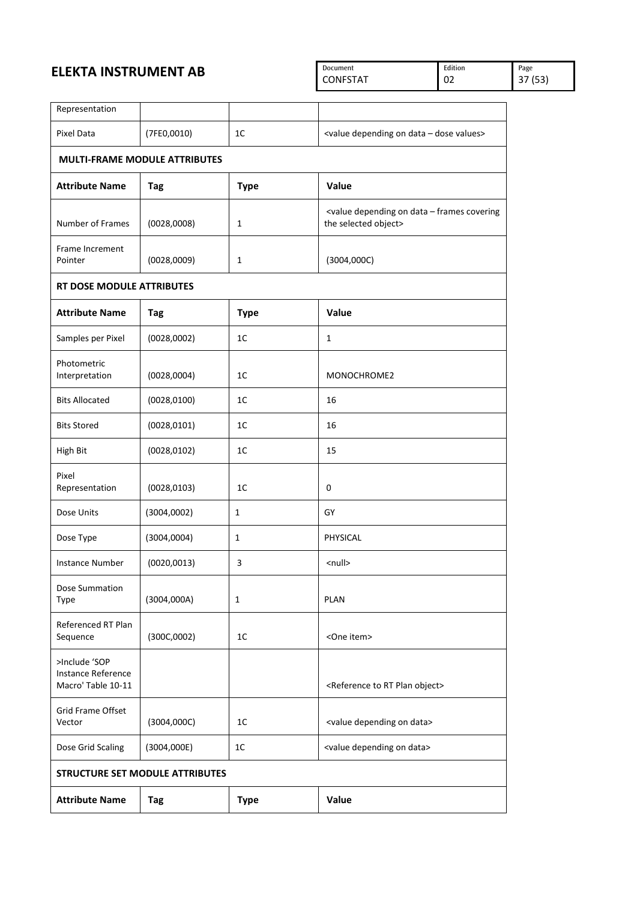| Representation | | | |
|---|---|---|---|
| Pixel Data | (7FE0,0010) | 1C | <value depending on data – dose values> |

**MULTI-FRAME MODULE ATTRIBUTES**

| **Attribute Name** | **Tag** | **Type** | **Value** |
|---|---|---|---|
| Number of Frames | (0028,0008) | 1 | <value depending on data – frames covering the selected object> |
| Frame Increment Pointer | (0028,0009) | 1 | (3004,000C) |

**RT DOSE MODULE ATTRIBUTES**

| **Attribute Name** | **Tag** | **Type** | **Value** |
|---|---|---|---|
| Samples per Pixel | (0028,0002) | 1C | 1 |
| Photometric Interpretation | (0028,0004) | 1C | MONOCHROME2 |
| Bits Allocated | (0028,0100) | 1C | 16 |
| Bits Stored | (0028,0101) | 1C | 16 |
| High Bit | (0028,0102) | 1C | 15 |
| Pixel Representation | (0028,0103) | 1C | 0 |
| Dose Units | (3004,0002) | 1 | GY |
| Dose Type | (3004,0004) | 1 | PHYSICAL |
| Instance Number | (0020,0013) | 3 | <null> |
| Dose Summation Type | (3004,000A) | 1 | PLAN |
| Referenced RT Plan Sequence | (300C,0002) | 1C | <One item> |
| >Include 'SOP Instance Reference Macro' Table 10-11 | | | <Reference to RT Plan object> |
| Grid Frame Offset Vector | (3004,000C) | 1C | <value depending on data> |
| Dose Grid Scaling | (3004,000E) | 1C | <value depending on data> |

**STRUCTURE SET MODULE ATTRIBUTES**

| **Attribute Name** | **Tag** | **Type** | **Value** |
|---|---|---|---|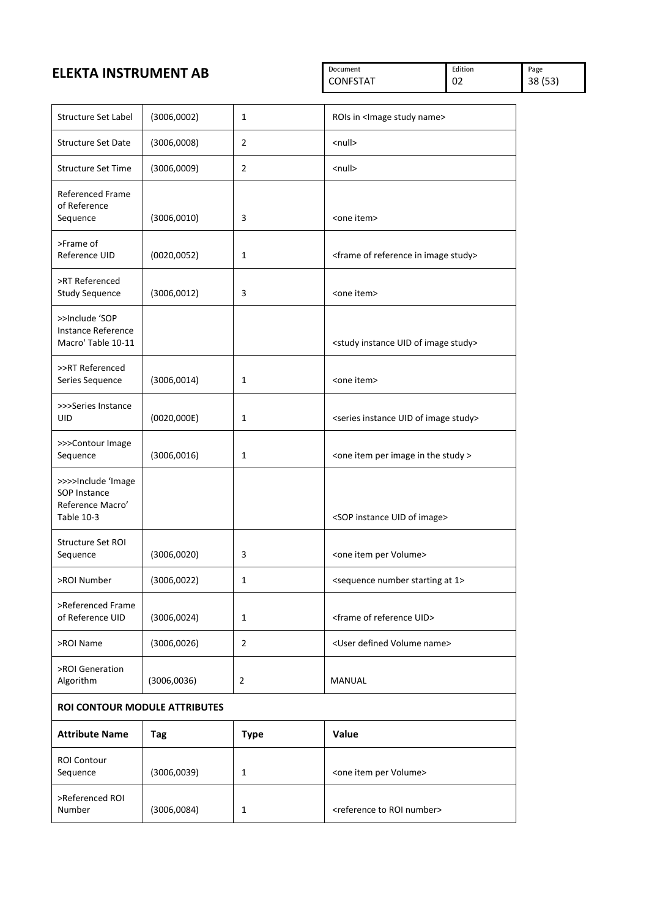| Structure Set Label | (3006,0002) | 1 | ROIs in <Image study name> |
|---|---|---|---|
| Structure Set Date | (3006,0008) | 2 | <null> |
| Structure Set Time | (3006,0009) | 2 | <null> |
| Referenced Frame of Reference Sequence | (3006,0010) | 3 | <one item> |
| >Frame of Reference UID | (0020,0052) | 1 | <frame of reference in image study> |
| >RT Referenced Study Sequence | (3006,0012) | 3 | <one item> |
| >>Include 'SOP Instance Reference Macro' Table 10-11 | | | <study instance UID of image study> |
| >>RT Referenced Series Sequence | (3006,0014) | 1 | <one item> |
| >>>Series Instance UID | (0020,000E) | 1 | <series instance UID of image study> |
| >>>Contour Image Sequence | (3006,0016) | 1 | <one item per image in the study > |
| >>>>Include 'Image SOP Instance Reference Macro' Table 10-3 | | | <SOP instance UID of image> |
| Structure Set ROI Sequence | (3006,0020) | 3 | <one item per Volume> |
| >ROI Number | (3006,0022) | 1 | <sequence number starting at 1> |
| >Referenced Frame of Reference UID | (3006,0024) | 1 | <frame of reference UID> |
| >ROI Name | (3006,0026) | 2 | <User defined Volume name> |
| >ROI Generation Algorithm | (3006,0036) | 2 | MANUAL |

**ROI CONTOUR MODULE ATTRIBUTES**

| Attribute Name | Tag | Type | Value |
|---|---|---|---|
| ROI Contour Sequence | (3006,0039) | 1 | <one item per Volume> |
| >Referenced ROI Number | (3006,0084) | 1 | <reference to ROI number> |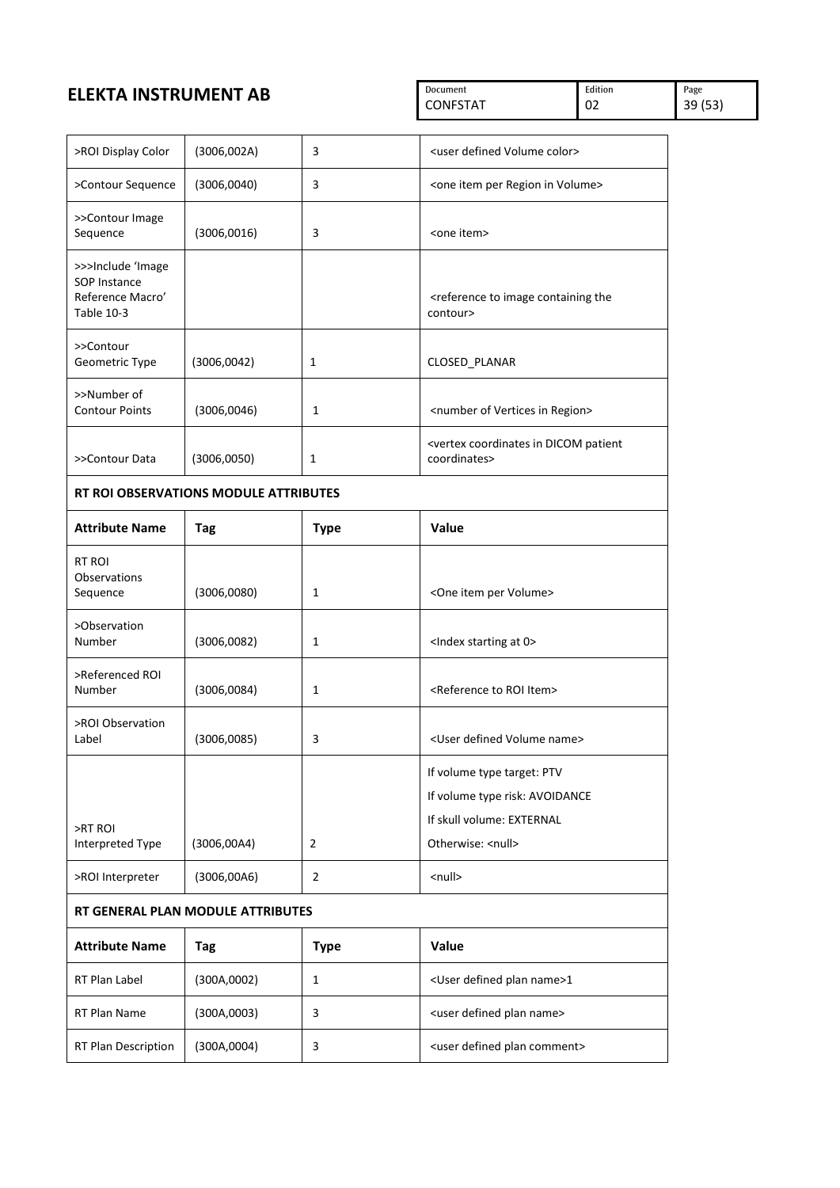| | | | |
|---|---|---|---|
| >ROI Display Color | (3006,002A) | 3 | <user defined Volume color> |
| >Contour Sequence | (3006,0040) | 3 | <one item per Region in Volume> |
| >>Contour Image Sequence | (3006,0016) | 3 | <one item> |
| >>>Include 'Image SOP Instance Reference Macro' Table 10-3 | | | <reference to image containing the contour> |
| >>Contour Geometric Type | (3006,0042) | 1 | CLOSED_PLANAR |
| >>Number of Contour Points | (3006,0046) | 1 | <number of Vertices in Region> |
| >>Contour Data | (3006,0050) | 1 | <vertex coordinates in DICOM patient coordinates> |

**RT ROI OBSERVATIONS MODULE ATTRIBUTES**

| Attribute Name | Tag | Type | Value |
|---|---|---|---|
| RT ROI Observations Sequence | (3006,0080) | 1 | <One item per Volume> |
| >Observation Number | (3006,0082) | 1 | <Index starting at 0> |
| >Referenced ROI Number | (3006,0084) | 1 | <Reference to ROI Item> |
| >ROI Observation Label | (3006,0085) | 3 | <User defined Volume name> |
| >RT ROI Interpreted Type | (3006,00A4) | 2 | If volume type target: PTV<br>If volume type risk: AVOIDANCE<br>If skull volume: EXTERNAL<br>Otherwise: <null> |
| >ROI Interpreter | (3006,00A6) | 2 | <null> |

**RT GENERAL PLAN MODULE ATTRIBUTES**

| Attribute Name | Tag | Type | Value |
|---|---|---|---|
| RT Plan Label | (300A,0002) | 1 | <User defined plan name>1 |
| RT Plan Name | (300A,0003) | 3 | <user defined plan name> |
| RT Plan Description | (300A,0004) | 3 | <user defined plan comment> |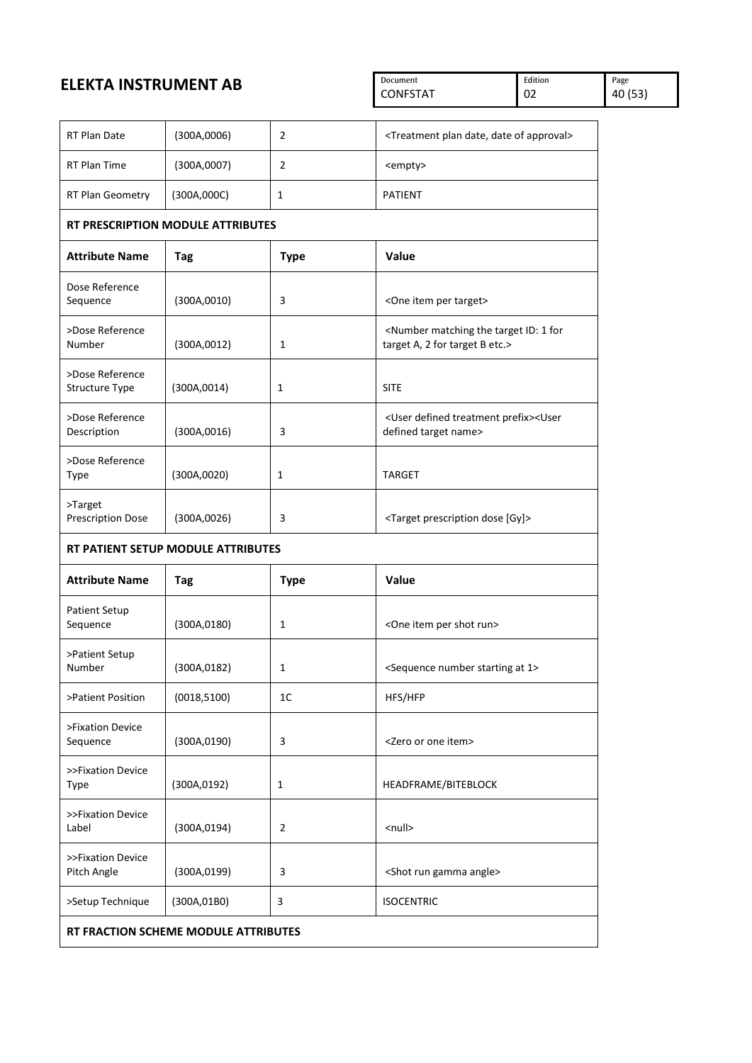| | | | |
|---|---|---|---|
| RT Plan Date | (300A,0006) | 2 | <Treatment plan date, date of approval> |
| RT Plan Time | (300A,0007) | 2 | <empty> |
| RT Plan Geometry | (300A,000C) | 1 | PATIENT |

**RT PRESCRIPTION MODULE ATTRIBUTES**

| Attribute Name | Tag | Type | Value |
|---|---|---|---|
| Dose Reference Sequence | (300A,0010) | 3 | <One item per target> |
| >Dose Reference Number | (300A,0012) | 1 | <Number matching the target ID: 1 for target A, 2 for target B etc.> |
| >Dose Reference Structure Type | (300A,0014) | 1 | SITE |
| >Dose Reference Description | (300A,0016) | 3 | <User defined treatment prefix><User defined target name> |
| >Dose Reference Type | (300A,0020) | 1 | TARGET |
| >Target Prescription Dose | (300A,0026) | 3 | <Target prescription dose [Gy]> |

**RT PATIENT SETUP MODULE ATTRIBUTES**

| Attribute Name | Tag | Type | Value |
|---|---|---|---|
| Patient Setup Sequence | (300A,0180) | 1 | <One item per shot run> |
| >Patient Setup Number | (300A,0182) | 1 | <Sequence number starting at 1> |
| >Patient Position | (0018,5100) | 1C | HFS/HFP |
| >Fixation Device Sequence | (300A,0190) | 3 | <Zero or one item> |
| >>Fixation Device Type | (300A,0192) | 1 | HEADFRAME/BITEBLOCK |
| >>Fixation Device Label | (300A,0194) | 2 | <null> |
| >>Fixation Device Pitch Angle | (300A,0199) | 3 | <Shot run gamma angle> |
| >Setup Technique | (300A,01B0) | 3 | ISOCENTRIC |

**RT FRACTION SCHEME MODULE ATTRIBUTES**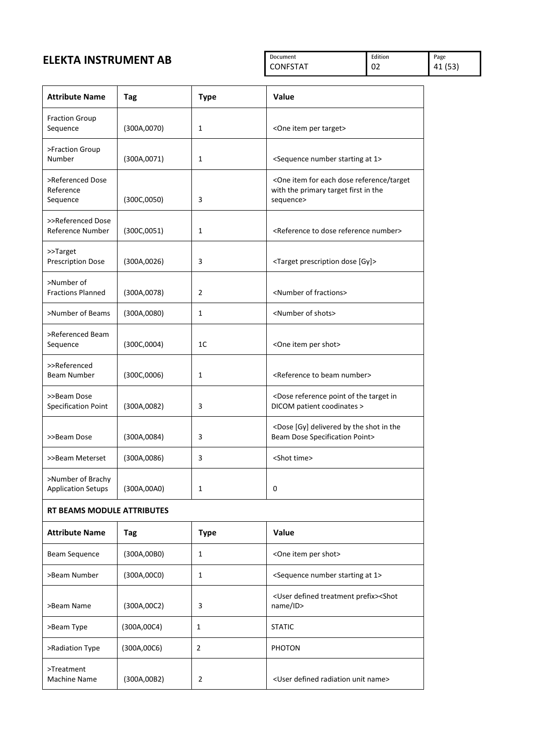| Attribute Name | Tag | Type | Value |
|---|---|---|---|
| Fraction Group Sequence | (300A,0070) | 1 | <One item per target> |
| >Fraction Group Number | (300A,0071) | 1 | <Sequence number starting at 1> |
| >Referenced Dose Reference Sequence | (300C,0050) | 3 | <One item for each dose reference/target with the primary target first in the sequence> |
| >>Referenced Dose Reference Number | (300C,0051) | 1 | <Reference to dose reference number> |
| >>Target Prescription Dose | (300A,0026) | 3 | <Target prescription dose [Gy]> |
| >Number of Fractions Planned | (300A,0078) | 2 | <Number of fractions> |
| >Number of Beams | (300A,0080) | 1 | <Number of shots> |
| >Referenced Beam Sequence | (300C,0004) | 1C | <One item per shot> |
| >>Referenced Beam Number | (300C,0006) | 1 | <Reference to beam number> |
| >>Beam Dose Specification Point | (300A,0082) | 3 | <Dose reference point of the target in DICOM patient coodinates > |
| >>Beam Dose | (300A,0084) | 3 | <Dose [Gy] delivered by the shot in the Beam Dose Specification Point> |
| >>Beam Meterset | (300A,0086) | 3 | <Shot time> |
| >Number of Brachy Application Setups | (300A,00A0) | 1 | 0 |

**RT BEAMS MODULE ATTRIBUTES**

| Attribute Name | Tag | Type | Value |
|---|---|---|---|
| Beam Sequence | (300A,00B0) | 1 | <One item per shot> |
| >Beam Number | (300A,00C0) | 1 | <Sequence number starting at 1> |
| >Beam Name | (300A,00C2) | 3 | <User defined treatment prefix><Shot name/ID> |
| >Beam Type | (300A,00C4) | 1 | STATIC |
| >Radiation Type | (300A,00C6) | 2 | PHOTON |
| >Treatment Machine Name | (300A,00B2) | 2 | <User defined radiation unit name> |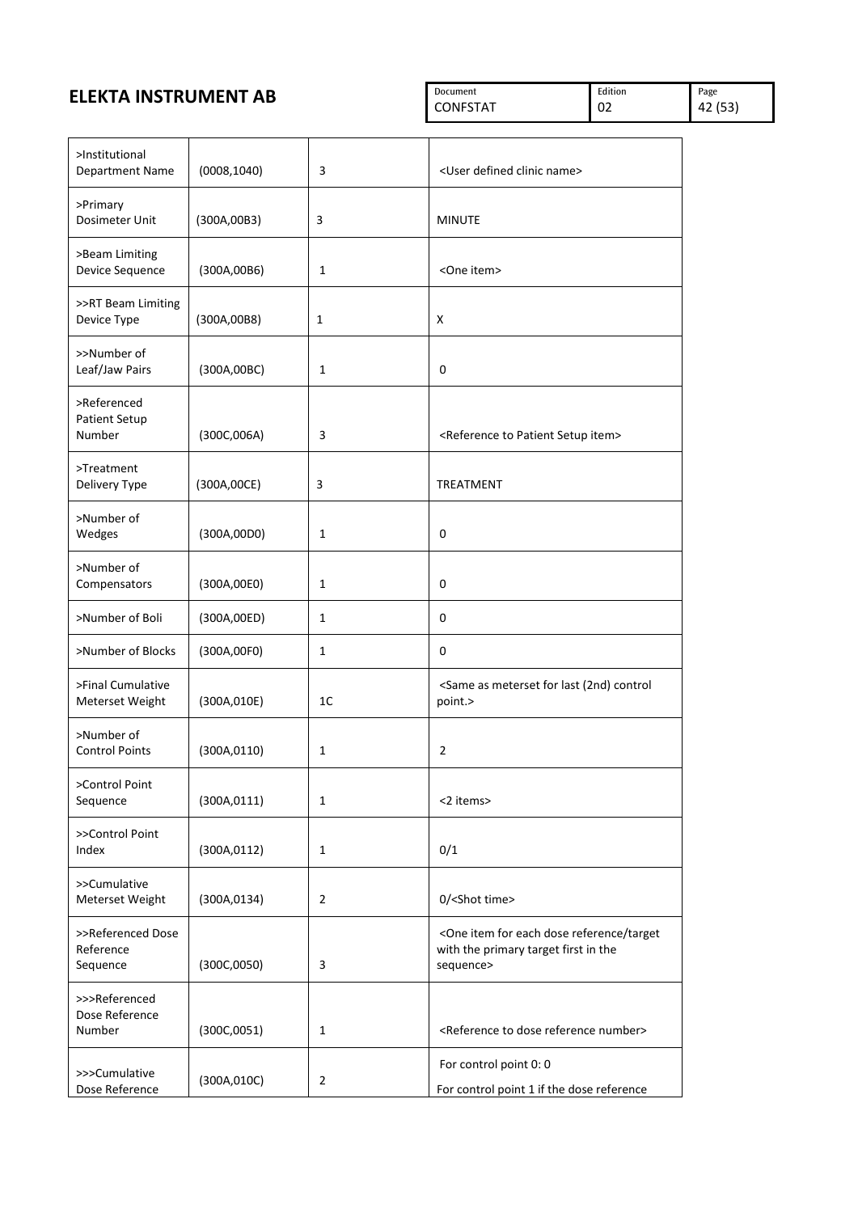| >Institutional Department Name | (0008,1040) | 3 | <User defined clinic name> |
|---|---|---|---|
| >Primary Dosimeter Unit | (300A,00B3) | 3 | MINUTE |
| >Beam Limiting Device Sequence | (300A,00B6) | 1 | <One item> |
| >>RT Beam Limiting Device Type | (300A,00B8) | 1 | X |
| >>Number of Leaf/Jaw Pairs | (300A,00BC) | 1 | 0 |
| >Referenced Patient Setup Number | (300C,006A) | 3 | <Reference to Patient Setup item> |
| >Treatment Delivery Type | (300A,00CE) | 3 | TREATMENT |
| >Number of Wedges | (300A,00D0) | 1 | 0 |
| >Number of Compensators | (300A,00E0) | 1 | 0 |
| >Number of Boli | (300A,00ED) | 1 | 0 |
| >Number of Blocks | (300A,00F0) | 1 | 0 |
| >Final Cumulative Meterset Weight | (300A,010E) | 1C | <Same as meterset for last (2nd) control point.> |
| >Number of Control Points | (300A,0110) | 1 | 2 |
| >Control Point Sequence | (300A,0111) | 1 | <2 items> |
| >>Control Point Index | (300A,0112) | 1 | 0/1 |
| >>Cumulative Meterset Weight | (300A,0134) | 2 | 0/<Shot time> |
| >>Referenced Dose Reference Sequence | (300C,0050) | 3 | <One item for each dose reference/target with the primary target first in the sequence> |
| >>>Referenced Dose Reference Number | (300C,0051) | 1 | <Reference to dose reference number> |
| >>>Cumulative Dose Reference | (300A,010C) | 2 | For control point 0: 0<br>For control point 1 if the dose reference |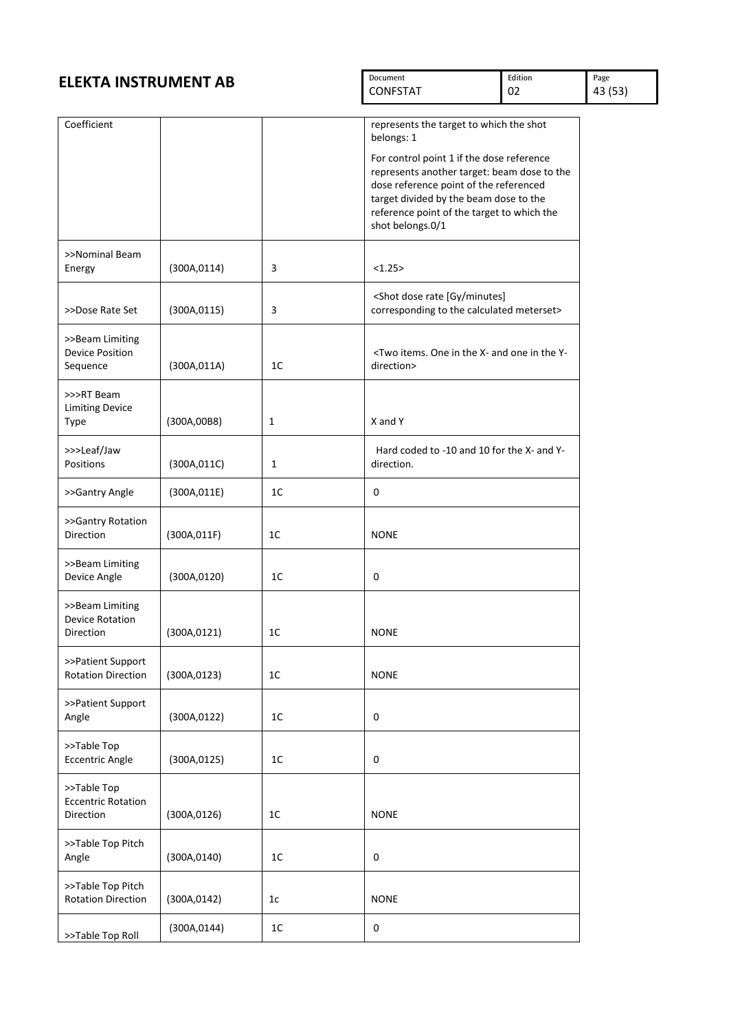| Coefficient | | | represents the target to which the shot belongs: 1<br><br>For control point 1 if the dose reference represents another target: beam dose to the dose reference point of the referenced target divided by the beam dose to the reference point of the target to which the shot belongs.0/1 |
|---|---|---|---|
| >>Nominal Beam Energy | (300A,0114) | 3 | <1.25> |
| >>Dose Rate Set | (300A,0115) | 3 | <Shot dose rate [Gy/minutes] corresponding to the calculated meterset> |
| >>Beam Limiting Device Position Sequence | (300A,011A) | 1C | <Two items. One in the X- and one in the Y-direction> |
| >>>RT Beam Limiting Device Type | (300A,00B8) | 1 | X and Y |
| >>>Leaf/Jaw Positions | (300A,011C) | 1 | Hard coded to -10 and 10 for the X- and Y-direction. |
| >>Gantry Angle | (300A,011E) | 1C | 0 |
| >>Gantry Rotation Direction | (300A,011F) | 1C | NONE |
| >>Beam Limiting Device Angle | (300A,0120) | 1C | 0 |
| >>Beam Limiting Device Rotation Direction | (300A,0121) | 1C | NONE |
| >>Patient Support Rotation Direction | (300A,0123) | 1C | NONE |
| >>Patient Support Angle | (300A,0122) | 1C | 0 |
| >>Table Top Eccentric Angle | (300A,0125) | 1C | 0 |
| >>Table Top Eccentric Rotation Direction | (300A,0126) | 1C | NONE |
| >>Table Top Pitch Angle | (300A,0140) | 1C | 0 |
| >>Table Top Pitch Rotation Direction | (300A,0142) | 1c | NONE |
| >>Table Top Roll | (300A,0144) | 1C | 0 |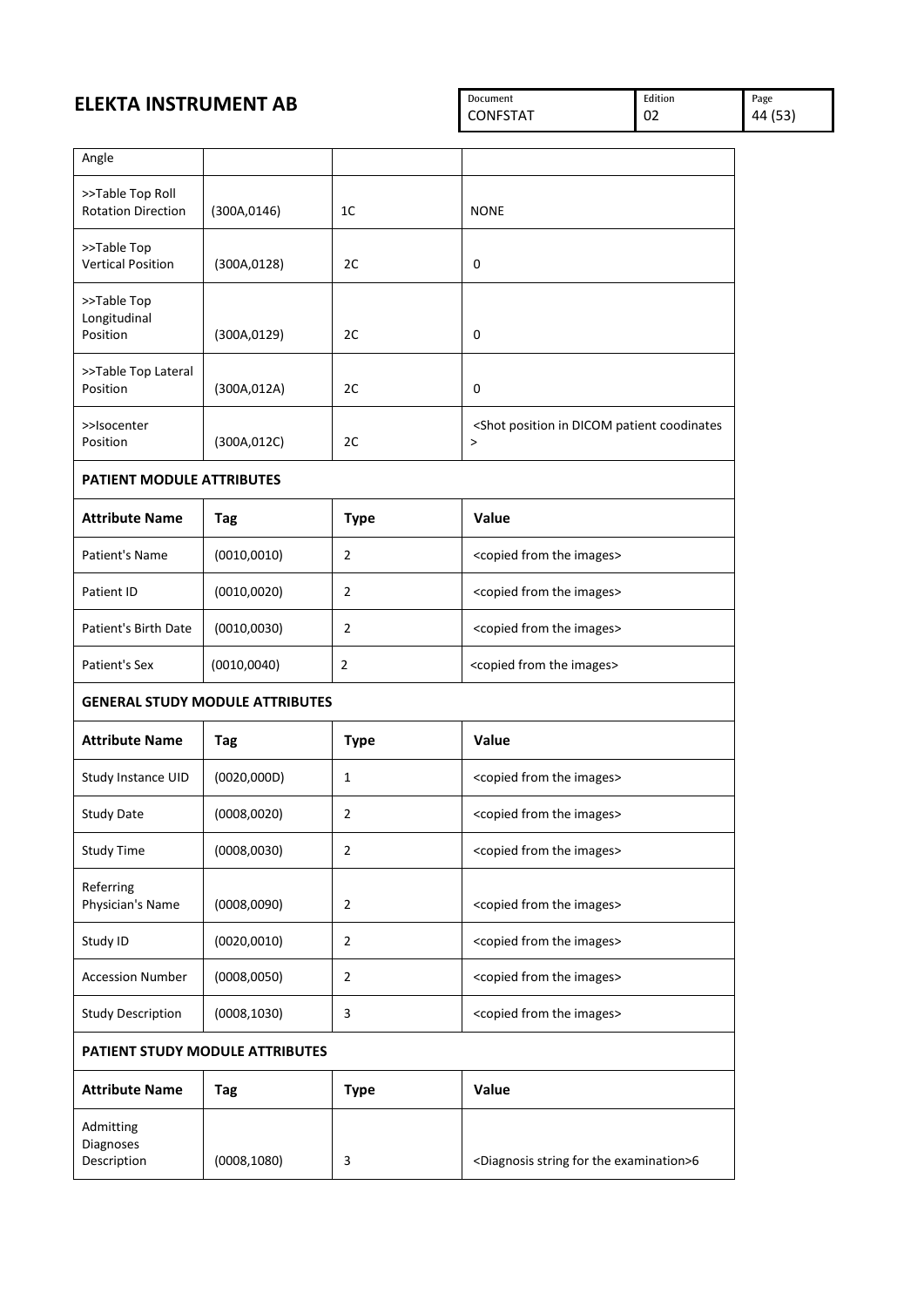| Angle | | | |
|---|---|---|---|
| >>Table Top Roll Rotation Direction | (300A,0146) | 1C | NONE |
| >>Table Top Vertical Position | (300A,0128) | 2C | 0 |
| >>Table Top Longitudinal Position | (300A,0129) | 2C | 0 |
| >>Table Top Lateral Position | (300A,012A) | 2C | 0 |
| >>Isocenter Position | (300A,012C) | 2C | <Shot position in DICOM patient coodinates > |

**PATIENT MODULE ATTRIBUTES**

| Attribute Name | Tag | Type | Value |
|---|---|---|---|
| Patient's Name | (0010,0010) | 2 | <copied from the images> |
| Patient ID | (0010,0020) | 2 | <copied from the images> |
| Patient's Birth Date | (0010,0030) | 2 | <copied from the images> |
| Patient's Sex | (0010,0040) | 2 | <copied from the images> |

**GENERAL STUDY MODULE ATTRIBUTES**

| Attribute Name | Tag | Type | Value |
|---|---|---|---|
| Study Instance UID | (0020,000D) | 1 | <copied from the images> |
| Study Date | (0008,0020) | 2 | <copied from the images> |
| Study Time | (0008,0030) | 2 | <copied from the images> |
| Referring Physician's Name | (0008,0090) | 2 | <copied from the images> |
| Study ID | (0020,0010) | 2 | <copied from the images> |
| Accession Number | (0008,0050) | 2 | <copied from the images> |
| Study Description | (0008,1030) | 3 | <copied from the images> |

**PATIENT STUDY MODULE ATTRIBUTES**

| Attribute Name | Tag | Type | Value |
|---|---|---|---|
| Admitting Diagnoses Description | (0008,1080) | 3 | <Diagnosis string for the examination>6 |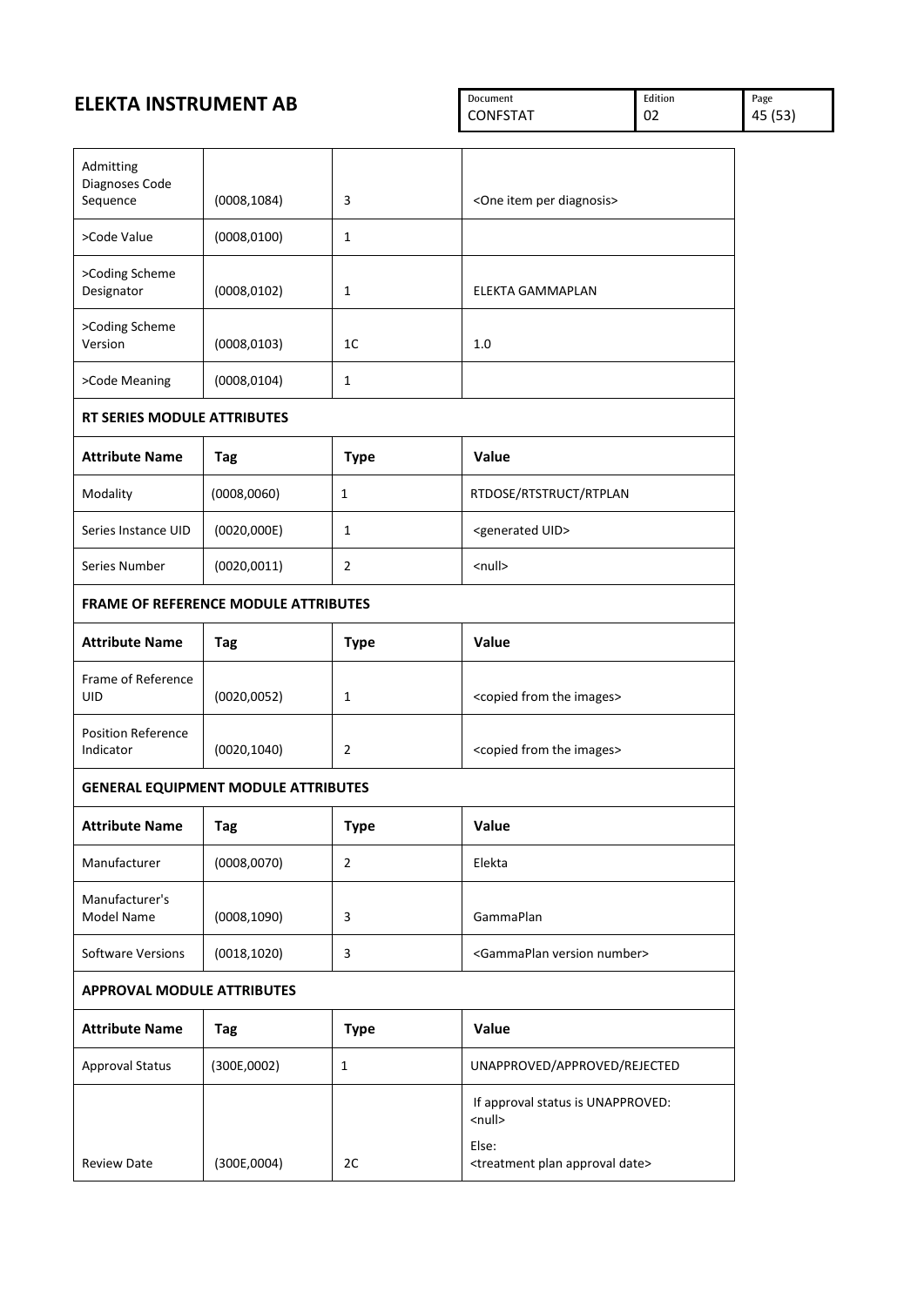| | | | |
|---|---|---|---|
| Admitting Diagnoses Code Sequence | (0008,1084) | 3 | <One item per diagnosis> |
| >Code Value | (0008,0100) | 1 | |
| >Coding Scheme Designator | (0008,0102) | 1 | ELEKTA GAMMAPLAN |
| >Coding Scheme Version | (0008,0103) | 1C | 1.0 |
| >Code Meaning | (0008,0104) | 1 | |

**RT SERIES MODULE ATTRIBUTES**

| **Attribute Name** | **Tag** | **Type** | **Value** |
|---|---|---|---|
| Modality | (0008,0060) | 1 | RTDOSE/RTSTRUCT/RTPLAN |
| Series Instance UID | (0020,000E) | 1 | <generated UID> |
| Series Number | (0020,0011) | 2 | <null> |

**FRAME OF REFERENCE MODULE ATTRIBUTES**

| **Attribute Name** | **Tag** | **Type** | **Value** |
|---|---|---|---|
| Frame of Reference UID | (0020,0052) | 1 | <copied from the images> |
| Position Reference Indicator | (0020,1040) | 2 | <copied from the images> |

**GENERAL EQUIPMENT MODULE ATTRIBUTES**

| **Attribute Name** | **Tag** | **Type** | **Value** |
|---|---|---|---|
| Manufacturer | (0008,0070) | 2 | Elekta |
| Manufacturer's Model Name | (0008,1090) | 3 | GammaPlan |
| Software Versions | (0018,1020) | 3 | <GammaPlan version number> |

**APPROVAL MODULE ATTRIBUTES**

| **Attribute Name** | **Tag** | **Type** | **Value** |
|---|---|---|---|
| Approval Status | (300E,0002) | 1 | UNAPPROVED/APPROVED/REJECTED |
| Review Date | (300E,0004) | 2C | If approval status is UNAPPROVED: <null><br>Else:<br><treatment plan approval date> |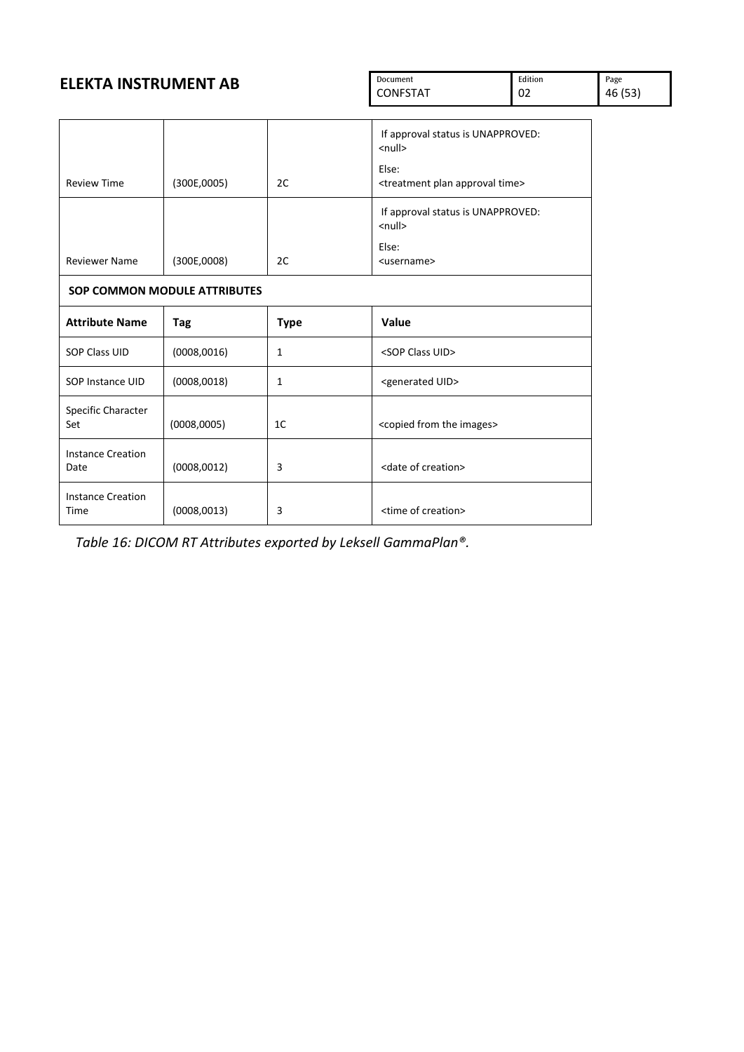| | | | |
|---|---|---|---|
| Review Time | (300E,0005) | 2C | If approval status is UNAPPROVED: <null><br><br>Else:<br><treatment plan approval time> |
| Reviewer Name | (300E,0008) | 2C | If approval status is UNAPPROVED: <null><br><br>Else:<br><username> |
| **SOP COMMON MODULE ATTRIBUTES** | | | |
| **Attribute Name** | **Tag** | **Type** | **Value** |
| SOP Class UID | (0008,0016) | 1 | <SOP Class UID> |
| SOP Instance UID | (0008,0018) | 1 | <generated UID> |
| Specific Character Set | (0008,0005) | 1C | <copied from the images> |
| Instance Creation Date | (0008,0012) | 3 | <date of creation> |
| Instance Creation Time | (0008,0013) | 3 | <time of creation> |

*Table 16: DICOM RT Attributes exported by Leksell GammaPlan®.*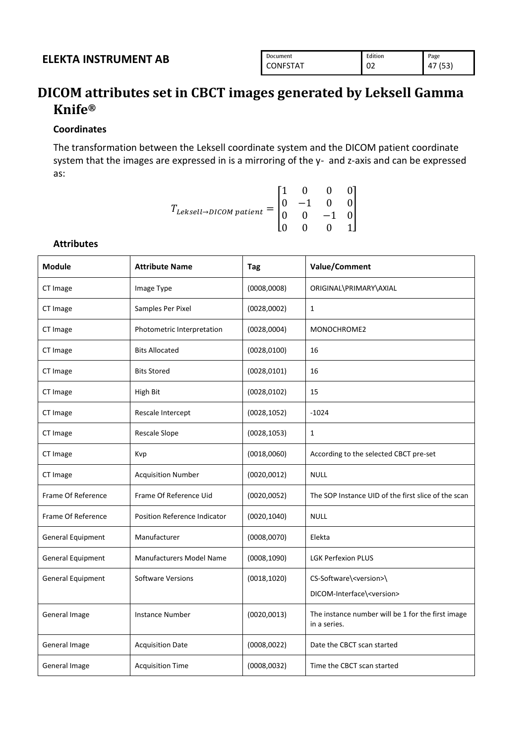# DICOM attributes set in CBCT images generated by Leksell Gamma Knife®

### Coordinates

The transformation between the Leksell coordinate system and the DICOM patient coordinate system that the images are expressed in is a mirroring of the y- and z-axis and can be expressed as:

$$T_{Leksell \rightarrow DICOM\ patient} = \begin{bmatrix} 1 & 0 & 0 & 0 \\ 0 & -1 & 0 & 0 \\ 0 & 0 & -1 & 0 \\ 0 & 0 & 0 & 1 \end{bmatrix}$$

### Attributes

| Module | Attribute Name | Tag | Value/Comment |
|---|---|---|---|
| CT Image | Image Type | (0008,0008) | ORIGINAL\PRIMARY\AXIAL |
| CT Image | Samples Per Pixel | (0028,0002) | 1 |
| CT Image | Photometric Interpretation | (0028,0004) | MONOCHROME2 |
| CT Image | Bits Allocated | (0028,0100) | 16 |
| CT Image | Bits Stored | (0028,0101) | 16 |
| CT Image | High Bit | (0028,0102) | 15 |
| CT Image | Rescale Intercept | (0028,1052) | -1024 |
| CT Image | Rescale Slope | (0028,1053) | 1 |
| CT Image | Kvp | (0018,0060) | According to the selected CBCT pre-set |
| CT Image | Acquisition Number | (0020,0012) | NULL |
| Frame Of Reference | Frame Of Reference Uid | (0020,0052) | The SOP Instance UID of the first slice of the scan |
| Frame Of Reference | Position Reference Indicator | (0020,1040) | NULL |
| General Equipment | Manufacturer | (0008,0070) | Elekta |
| General Equipment | Manufacturers Model Name | (0008,1090) | LGK Perfexion PLUS |
| General Equipment | Software Versions | (0018,1020) | CS-Software\<version>\ DICOM-Interface\<version> |
| General Image | Instance Number | (0020,0013) | The instance number will be 1 for the first image in a series. |
| General Image | Acquisition Date | (0008,0022) | Date the CBCT scan started |
| General Image | Acquisition Time | (0008,0032) | Time the CBCT scan started |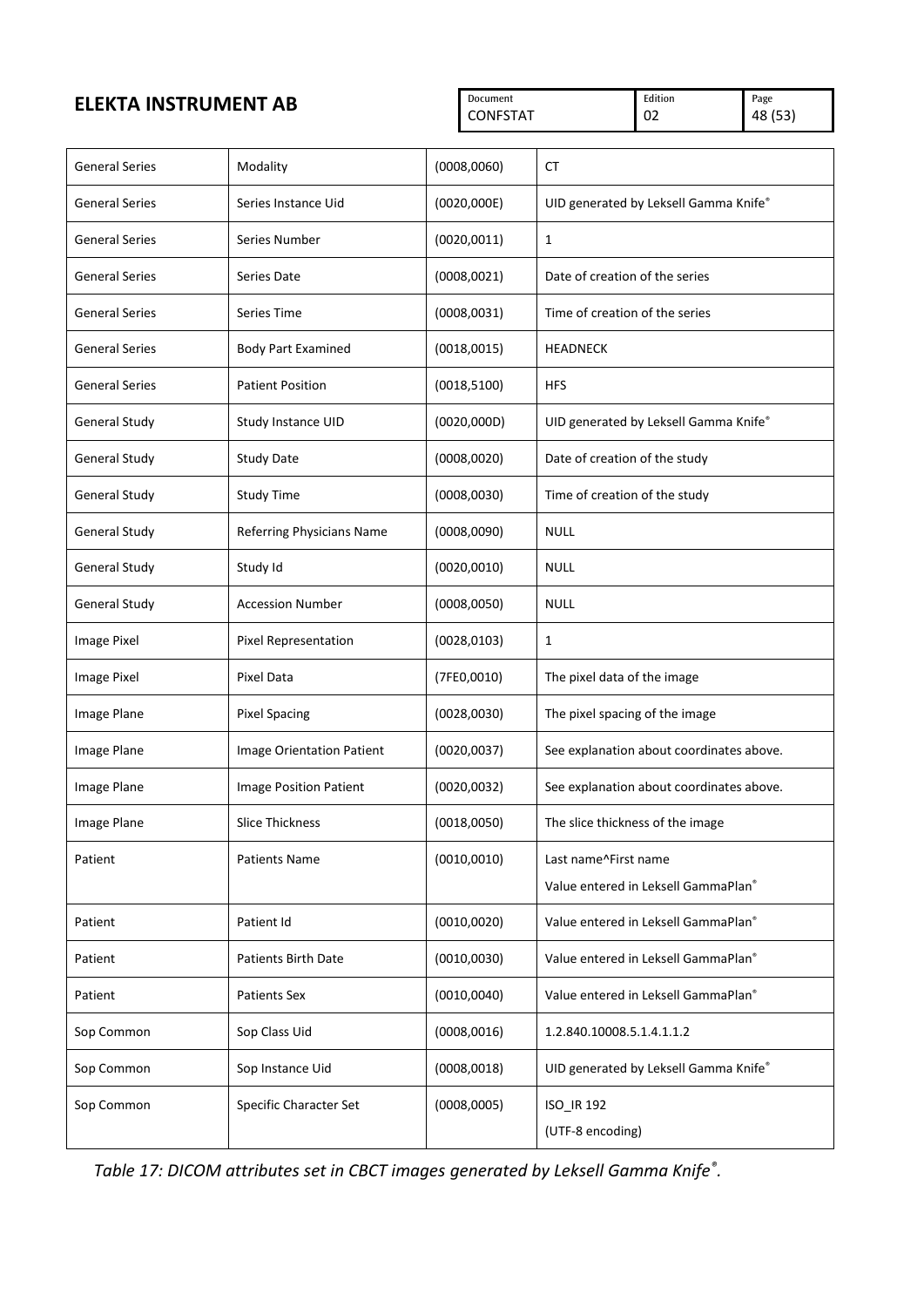| | | | |
|---|---|---|---|
| General Series | Modality | (0008,0060) | CT |
| General Series | Series Instance Uid | (0020,000E) | UID generated by Leksell Gamma Knife® |
| General Series | Series Number | (0020,0011) | 1 |
| General Series | Series Date | (0008,0021) | Date of creation of the series |
| General Series | Series Time | (0008,0031) | Time of creation of the series |
| General Series | Body Part Examined | (0018,0015) | HEADNECK |
| General Series | Patient Position | (0018,5100) | HFS |
| General Study | Study Instance UID | (0020,000D) | UID generated by Leksell Gamma Knife® |
| General Study | Study Date | (0008,0020) | Date of creation of the study |
| General Study | Study Time | (0008,0030) | Time of creation of the study |
| General Study | Referring Physicians Name | (0008,0090) | NULL |
| General Study | Study Id | (0020,0010) | NULL |
| General Study | Accession Number | (0008,0050) | NULL |
| Image Pixel | Pixel Representation | (0028,0103) | 1 |
| Image Pixel | Pixel Data | (7FE0,0010) | The pixel data of the image |
| Image Plane | Pixel Spacing | (0028,0030) | The pixel spacing of the image |
| Image Plane | Image Orientation Patient | (0020,0037) | See explanation about coordinates above. |
| Image Plane | Image Position Patient | (0020,0032) | See explanation about coordinates above. |
| Image Plane | Slice Thickness | (0018,0050) | The slice thickness of the image |
| Patient | Patients Name | (0010,0010) | Last name^First name<br>Value entered in Leksell GammaPlan® |
| Patient | Patient Id | (0010,0020) | Value entered in Leksell GammaPlan® |
| Patient | Patients Birth Date | (0010,0030) | Value entered in Leksell GammaPlan® |
| Patient | Patients Sex | (0010,0040) | Value entered in Leksell GammaPlan® |
| Sop Common | Sop Class Uid | (0008,0016) | 1.2.840.10008.5.1.4.1.1.2 |
| Sop Common | Sop Instance Uid | (0008,0018) | UID generated by Leksell Gamma Knife® |
| Sop Common | Specific Character Set | (0008,0005) | ISO_IR 192<br>(UTF-8 encoding) |

*Table 17: DICOM attributes set in CBCT images generated by Leksell Gamma Knife®.*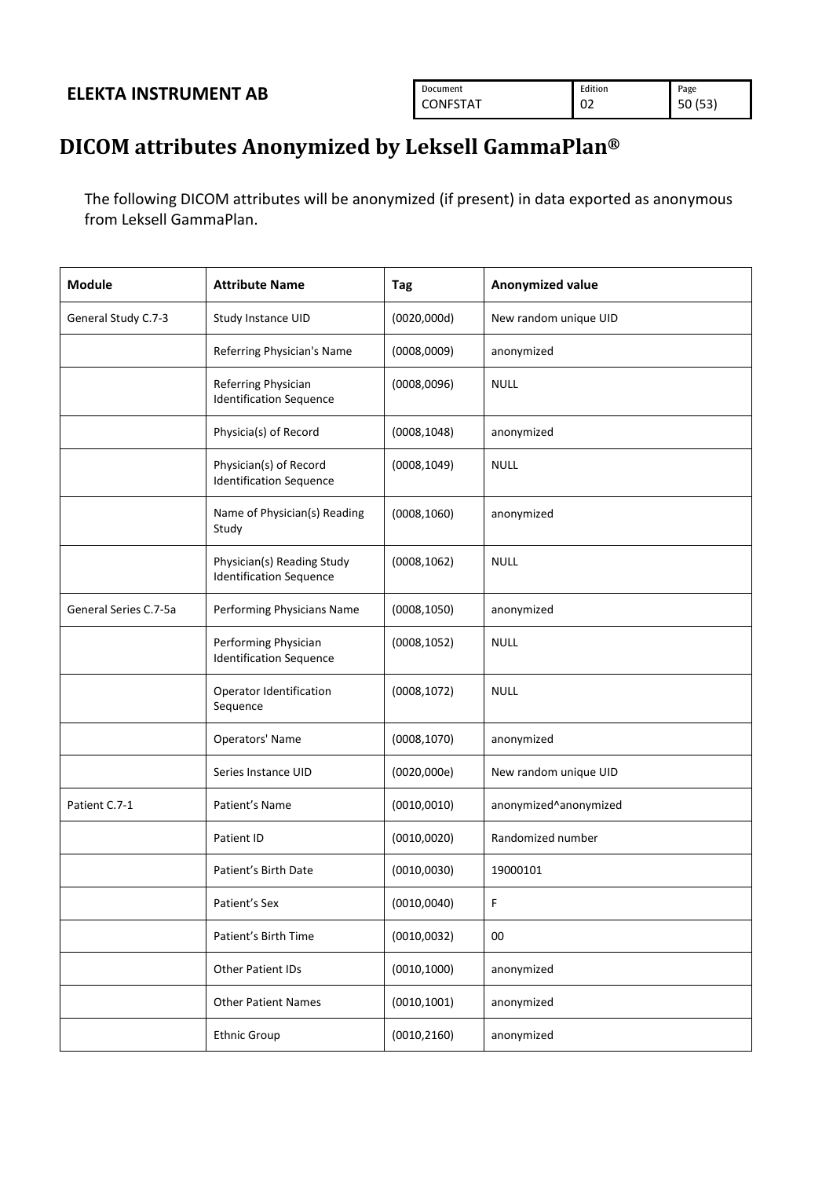# DICOM attributes Anonymized by Leksell GammaPlan®

The following DICOM attributes will be anonymized (if present) in data exported as anonymous from Leksell GammaPlan.

| Module | Attribute Name | Tag | Anonymized value |
|---|---|---|---|
| General Study C.7-3 | Study Instance UID | (0020,000d) | New random unique UID |
| | Referring Physician's Name | (0008,0009) | anonymized |
| | Referring Physician Identification Sequence | (0008,0096) | NULL |
| | Physicia(s) of Record | (0008,1048) | anonymized |
| | Physician(s) of Record Identification Sequence | (0008,1049) | NULL |
| | Name of Physician(s) Reading Study | (0008,1060) | anonymized |
| | Physician(s) Reading Study Identification Sequence | (0008,1062) | NULL |
| General Series C.7-5a | Performing Physicians Name | (0008,1050) | anonymized |
| | Performing Physician Identification Sequence | (0008,1052) | NULL |
| | Operator Identification Sequence | (0008,1072) | NULL |
| | Operators' Name | (0008,1070) | anonymized |
| | Series Instance UID | (0020,000e) | New random unique UID |
| Patient C.7-1 | Patient's Name | (0010,0010) | anonymized^anonymized |
| | Patient ID | (0010,0020) | Randomized number |
| | Patient's Birth Date | (0010,0030) | 19000101 |
| | Patient's Sex | (0010,0040) | F |
| | Patient's Birth Time | (0010,0032) | 00 |
| | Other Patient IDs | (0010,1000) | anonymized |
| | Other Patient Names | (0010,1001) | anonymized |
| | Ethnic Group | (0010,2160) | anonymized |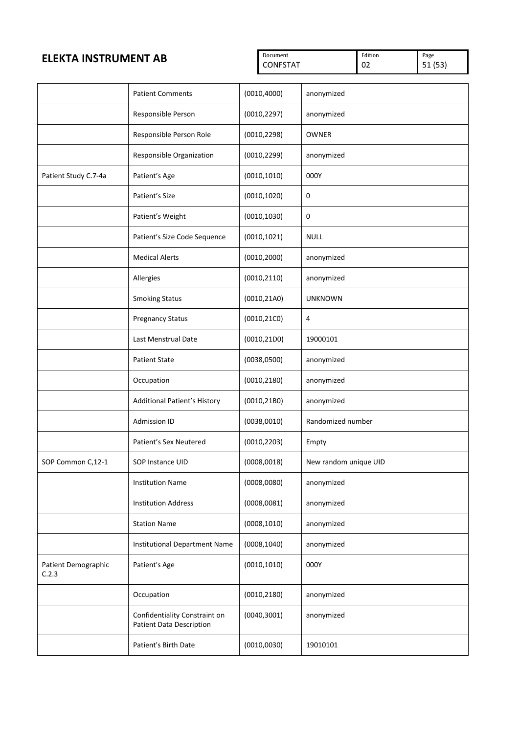| | | | |
|---|---|---|---|
| | Patient Comments | (0010,4000) | anonymized |
| | Responsible Person | (0010,2297) | anonymized |
| | Responsible Person Role | (0010,2298) | OWNER |
| | Responsible Organization | (0010,2299) | anonymized |
| Patient Study C.7-4a | Patient's Age | (0010,1010) | 000Y |
| | Patient's Size | (0010,1020) | 0 |
| | Patient's Weight | (0010,1030) | 0 |
| | Patient's Size Code Sequence | (0010,1021) | NULL |
| | Medical Alerts | (0010,2000) | anonymized |
| | Allergies | (0010,2110) | anonymized |
| | Smoking Status | (0010,21A0) | UNKNOWN |
| | Pregnancy Status | (0010,21C0) | 4 |
| | Last Menstrual Date | (0010,21D0) | 19000101 |
| | Patient State | (0038,0500) | anonymized |
| | Occupation | (0010,2180) | anonymized |
| | Additional Patient's History | (0010,21B0) | anonymized |
| | Admission ID | (0038,0010) | Randomized number |
| | Patient's Sex Neutered | (0010,2203) | Empty |
| SOP Common C,12-1 | SOP Instance UID | (0008,0018) | New random unique UID |
| | Institution Name | (0008,0080) | anonymized |
| | Institution Address | (0008,0081) | anonymized |
| | Station Name | (0008,1010) | anonymized |
| | Institutional Department Name | (0008,1040) | anonymized |
| Patient Demographic C.2.3 | Patient's Age | (0010,1010) | 000Y |
| | Occupation | (0010,2180) | anonymized |
| | Confidentiality Constraint on Patient Data Description | (0040,3001) | anonymized |
| | Patient's Birth Date | (0010,0030) | 19010101 |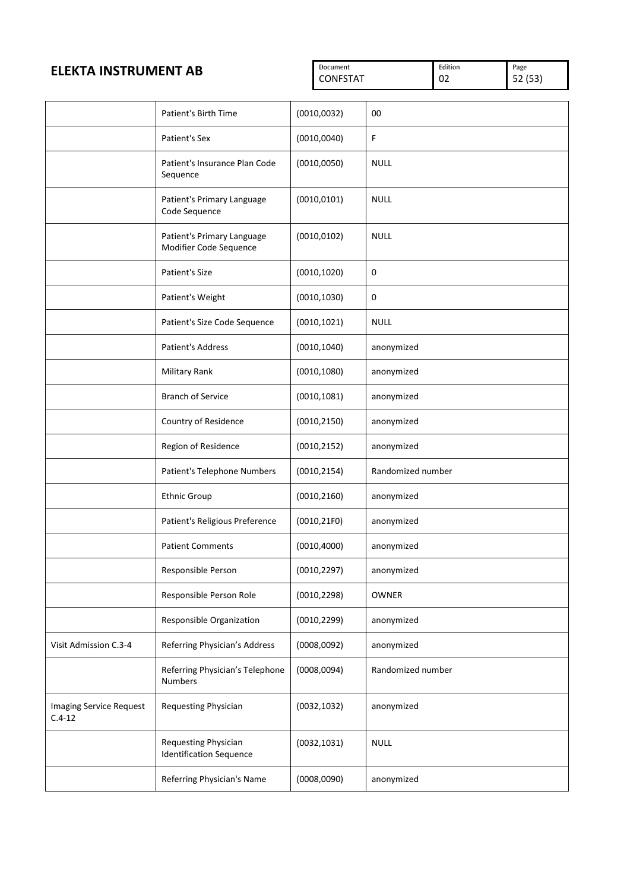| | | | |
|---|---|---|---|
| | Patient's Birth Time | (0010,0032) | 00 |
| | Patient's Sex | (0010,0040) | F |
| | Patient's Insurance Plan Code Sequence | (0010,0050) | NULL |
| | Patient's Primary Language Code Sequence | (0010,0101) | NULL |
| | Patient's Primary Language Modifier Code Sequence | (0010,0102) | NULL |
| | Patient's Size | (0010,1020) | 0 |
| | Patient's Weight | (0010,1030) | 0 |
| | Patient's Size Code Sequence | (0010,1021) | NULL |
| | Patient's Address | (0010,1040) | anonymized |
| | Military Rank | (0010,1080) | anonymized |
| | Branch of Service | (0010,1081) | anonymized |
| | Country of Residence | (0010,2150) | anonymized |
| | Region of Residence | (0010,2152) | anonymized |
| | Patient's Telephone Numbers | (0010,2154) | Randomized number |
| | Ethnic Group | (0010,2160) | anonymized |
| | Patient's Religious Preference | (0010,21F0) | anonymized |
| | Patient Comments | (0010,4000) | anonymized |
| | Responsible Person | (0010,2297) | anonymized |
| | Responsible Person Role | (0010,2298) | OWNER |
| | Responsible Organization | (0010,2299) | anonymized |
| Visit Admission C.3-4 | Referring Physician's Address | (0008,0092) | anonymized |
| | Referring Physician's Telephone Numbers | (0008,0094) | Randomized number |
| Imaging Service Request C.4-12 | Requesting Physician | (0032,1032) | anonymized |
| | Requesting Physician Identification Sequence | (0032,1031) | NULL |
| | Referring Physician's Name | (0008,0090) | anonymized |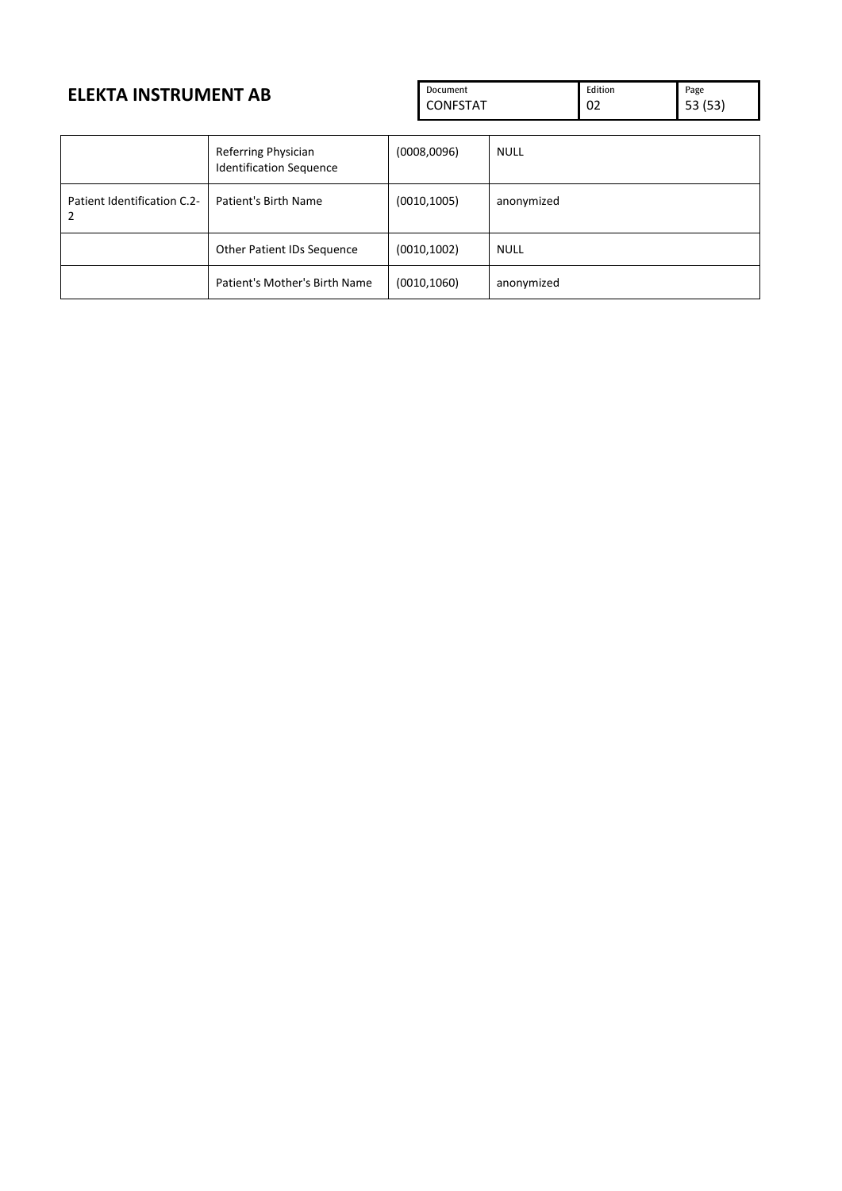| | | | |
|---|---|---|---|
| | Referring Physician Identification Sequence | (0008,0096) | NULL |
| Patient Identification C.2-2 | Patient's Birth Name | (0010,1005) | anonymized |
| | Other Patient IDs Sequence | (0010,1002) | NULL |
| | Patient's Mother's Birth Name | (0010,1060) | anonymized |